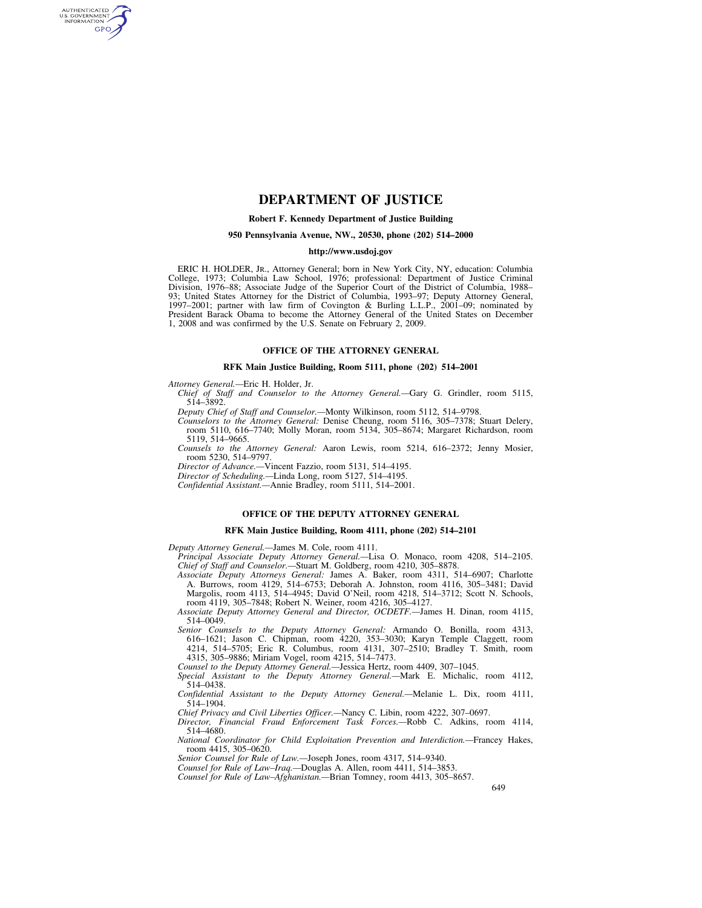# DEPARTMENT OF JUSTICE

**Robert F. Kennedy Department of Justice Building**

**950 Pennsylvania Avenue, NW., 20530, phone (202) 514–2000**

**http://www.usdoj.gov**

ERIC H. HOLDER, JR., Attorney General; born in New York City, NY, education: Columbia College, 1973; Columbia Law School, 1976; professional: Department of Justice Criminal Division, 1976–88; Associate Judge of the Superior Court of the District of Columbia, 1988–93; United States Attorney for the District of Columbia, 1993–97; Deputy Attorney General, 1997–2001; partner with law firm of Covington & Burling L.L.P., 2001–09; nominated by President Barack Obama to become the Attorney General of the United States on December 1, 2008 and was confirmed by the U.S. Senate on February 2, 2009.

## OFFICE OF THE ATTORNEY GENERAL

**RFK Main Justice Building, Room 5111, phone (202) 514–2001**

*Attorney General.*—Eric H. Holder, Jr.

*Chief of Staff and Counselor to the Attorney General.*—Gary G. Grindler, room 5115, 514–3892.

*Deputy Chief of Staff and Counselor.*—Monty Wilkinson, room 5112, 514–9798.

*Counselors to the Attorney General:* Denise Cheung, room 5116, 305–7378; Stuart Delery, room 5110, 616–7740; Molly Moran, room 5134, 305–8674; Margaret Richardson, room 5119, 514–9665.

*Counsels to the Attorney General:* Aaron Lewis, room 5214, 616–2372; Jenny Mosier, room 5230, 514–9797.

*Director of Advance.*—Vincent Fazzio, room 5131, 514–4195.

*Director of Scheduling.*—Linda Long, room 5127, 514–4195.

*Confidential Assistant.*—Annie Bradley, room 5111, 514–2001.

## OFFICE OF THE DEPUTY ATTORNEY GENERAL

**RFK Main Justice Building, Room 4111, phone (202) 514–2101**

*Deputy Attorney General.*—James M. Cole, room 4111.

*Principal Associate Deputy Attorney General.*—Lisa O. Monaco, room 4208, 514–2105.

*Chief of Staff and Counselor.*—Stuart M. Goldberg, room 4210, 305–8878.

*Associate Deputy Attorneys General:* James A. Baker, room 4311, 514–6907; Charlotte A. Burrows, room 4129, 514–6753; Deborah A. Johnston, room 4116, 305–3481; David Margolis, room 4113, 514–4945; David O'Neil, room 4218, 514–3712; Scott N. Schools, room 4119, 305–7848; Robert N. Weiner, room 4216, 305–4127.

*Associate Deputy Attorney General and Director, OCDETF.*—James H. Dinan, room 4115, 514–0049.

*Senior Counsels to the Deputy Attorney General:* Armando O. Bonilla, room 4313, 616–1621; Jason C. Chipman, room 4220, 353–3030; Karyn Temple Claggett, room 4214, 514–5705; Eric R. Columbus, room 4131, 307–2510; Bradley T. Smith, room 4315, 305–9886; Miriam Vogel, room 4215, 514–7473.

*Counsel to the Deputy Attorney General.*—Jessica Hertz, room 4409, 307–1045.

*Special Assistant to the Deputy Attorney General.*—Mark E. Michalic, room 4112, 514–0438.

*Confidential Assistant to the Deputy Attorney General.*—Melanie L. Dix, room 4111, 514–1904.

*Chief Privacy and Civil Liberties Officer.*—Nancy C. Libin, room 4222, 307–0697.

*Director, Financial Fraud Enforcement Task Forces.*—Robb C. Adkins, room 4114, 514–4680.

*National Coordinator for Child Exploitation Prevention and Interdiction.*—Francey Hakes, room 4415, 305–0620.

*Senior Counsel for Rule of Law.*—Joseph Jones, room 4317, 514–9340.

*Counsel for Rule of Law–Iraq.*—Douglas A. Allen, room 4411, 514–3853.

*Counsel for Rule of Law–Afghanistan.*—Brian Tomney, room 4413, 305–8657.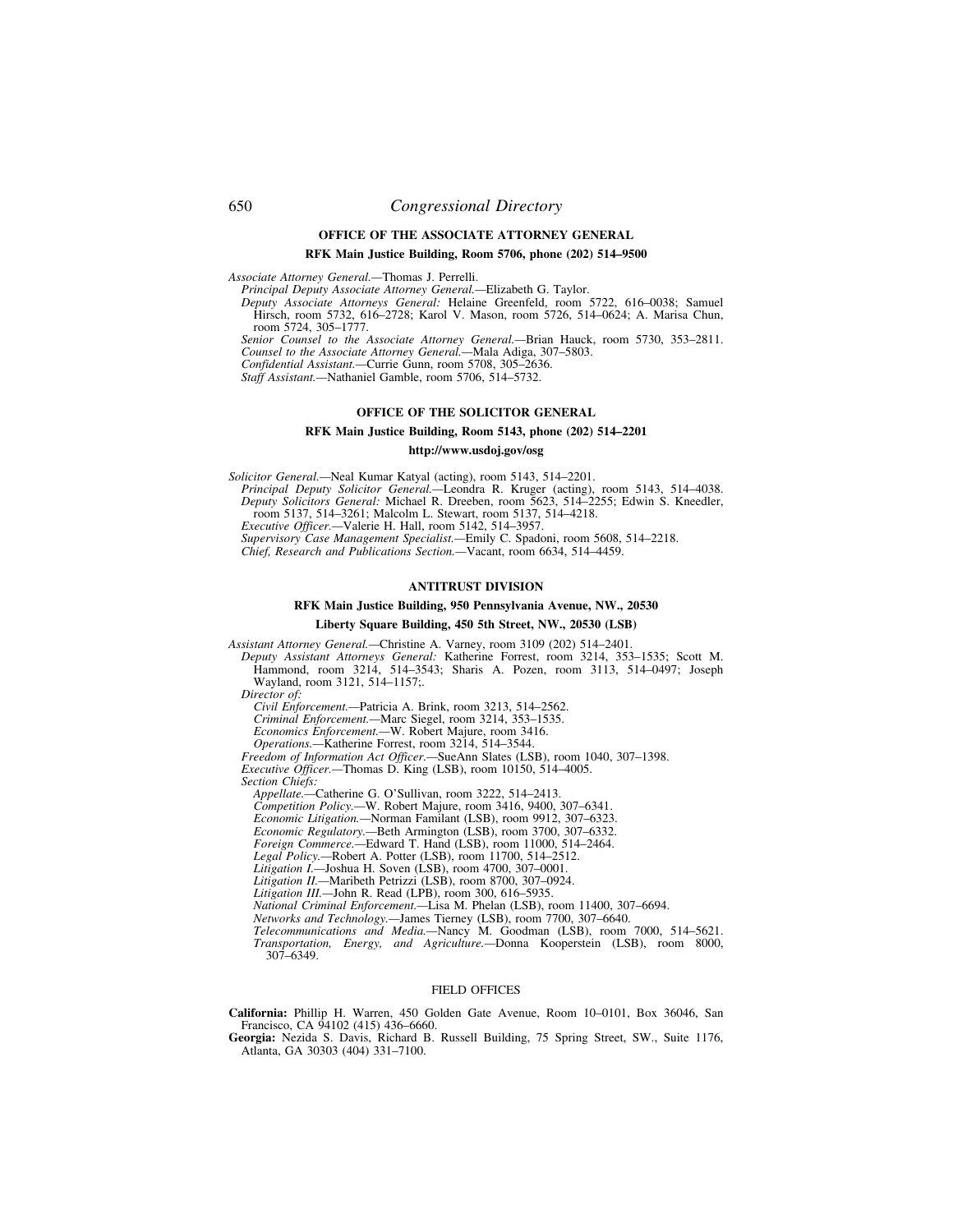## OFFICE OF THE ASSOCIATE ATTORNEY GENERAL

**RFK Main Justice Building, Room 5706, phone (202) 514–9500**

*Associate Attorney General.*—Thomas J. Perrelli.

*Principal Deputy Associate Attorney General.*—Elizabeth G. Taylor.

*Deputy Associate Attorneys General:* Helaine Greenfeld, room 5722, 616–0038; Samuel Hirsch, room 5732, 616–2728; Karol V. Mason, room 5726, 514–0624; A. Marisa Chun, room 5724, 305–1777.

*Senior Counsel to the Associate Attorney General.*—Brian Hauck, room 5730, 353–2811.

*Counsel to the Associate Attorney General.*—Mala Adiga, 307–5803.

*Confidential Assistant.*—Currie Gunn, room 5708, 305–2636.

*Staff Assistant.*—Nathaniel Gamble, room 5706, 514–5732.

## OFFICE OF THE SOLICITOR GENERAL

**RFK Main Justice Building, Room 5143, phone (202) 514–2201**

**http://www.usdoj.gov/osg**

*Solicitor General.*—Neal Kumar Katyal (acting), room 5143, 514–2201.

*Principal Deputy Solicitor General.*—Leondra R. Kruger (acting), room 5143, 514–4038.

*Deputy Solicitors General:* Michael R. Dreeben, room 5623, 514–2255; Edwin S. Kneedler, room 5137, 514–3261; Malcolm L. Stewart, room 5137, 514–4218.

*Executive Officer.*—Valerie H. Hall, room 5142, 514–3957.

*Supervisory Case Management Specialist.*—Emily C. Spadoni, room 5608, 514–2218.

*Chief, Research and Publications Section.*—Vacant, room 6634, 514–4459.

## ANTITRUST DIVISION

**RFK Main Justice Building, 950 Pennsylvania Avenue, NW., 20530**

**Liberty Square Building, 450 5th Street, NW., 20530 (LSB)**

*Assistant Attorney General.*—Christine A. Varney, room 3109 (202) 514–2401.

*Deputy Assistant Attorneys General:* Katherine Forrest, room 3214, 353–1535; Scott M. Hammond, room 3214, 514–3543; Sharis A. Pozen, room 3113, 514–0497; Joseph Wayland, room 3121, 514–1157;.

*Director of:*

*Civil Enforcement.*—Patricia A. Brink, room 3213, 514–2562.

*Criminal Enforcement.*—Marc Siegel, room 3214, 353–1535.

*Economics Enforcement.*—W. Robert Majure, room 3416.

*Operations.*—Katherine Forrest, room 3214, 514–3544.

*Freedom of Information Act Officer.*—SueAnn Slates (LSB), room 1040, 307–1398.

*Executive Officer.*—Thomas D. King (LSB), room 10150, 514–4005.

*Section Chiefs:*

*Appellate.*—Catherine G. O'Sullivan, room 3222, 514–2413.

*Competition Policy.*—W. Robert Majure, room 3416, 9400, 307–6341.

*Economic Litigation.*—Norman Familant (LSB), room 9912, 307–6323.

*Economic Regulatory.*—Beth Armington (LSB), room 3700, 307–6332.

*Foreign Commerce.*—Edward T. Hand (LSB), room 11000, 514–2464.

*Legal Policy.*—Robert A. Potter (LSB), room 11700, 514–2512.

*Litigation I.*—Joshua H. Soven (LSB), room 4700, 307–0001.

*Litigation II.*—Maribeth Petrizzi (LSB), room 8700, 307–0924.

*Litigation III.*—John R. Read (LPB), room 300, 616–5935.

*National Criminal Enforcement.*—Lisa M. Phelan (LSB), room 11400, 307–6694.

*Networks and Technology.*—James Tierney (LSB), room 7700, 307–6640.

*Telecommunications and Media.*—Nancy M. Goodman (LSB), room 7000, 514–5621.

*Transportation, Energy, and Agriculture.*—Donna Kooperstein (LSB), room 8000, 307–6349.

### FIELD OFFICES

**California:** Phillip H. Warren, 450 Golden Gate Avenue, Room 10–0101, Box 36046, San Francisco, CA 94102 (415) 436–6660.

**Georgia:** Nezida S. Davis, Richard B. Russell Building, 75 Spring Street, SW., Suite 1176, Atlanta, GA 30303 (404) 331–7100.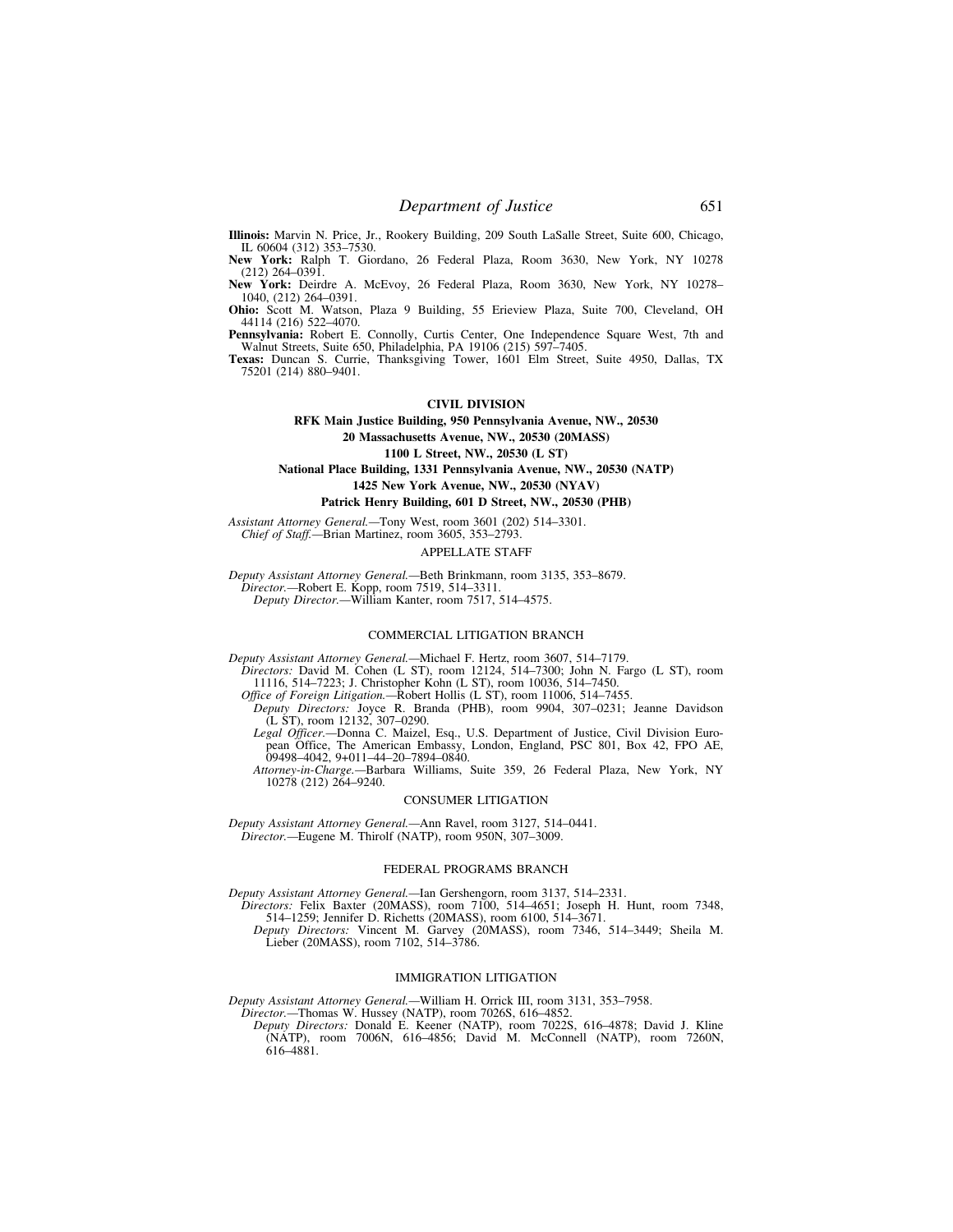**Illinois:** Marvin N. Price, Jr., Rookery Building, 209 South LaSalle Street, Suite 600, Chicago, IL 60604 (312) 353–7530.

**New York:** Ralph T. Giordano, 26 Federal Plaza, Room 3630, New York, NY 10278 (212) 264–0391.

**New York:** Deirdre A. McEvoy, 26 Federal Plaza, Room 3630, New York, NY 10278–1040, (212) 264–0391.

**Ohio:** Scott M. Watson, Plaza 9 Building, 55 Erieview Plaza, Suite 700, Cleveland, OH 44114 (216) 522–4070.

**Pennsylvania:** Robert E. Connolly, Curtis Center, One Independence Square West, 7th and Walnut Streets, Suite 650, Philadelphia, PA 19106 (215) 597–7405.

**Texas:** Duncan S. Currie, Thanksgiving Tower, 1601 Elm Street, Suite 4950, Dallas, TX 75201 (214) 880–9401.

## CIVIL DIVISION

**RFK Main Justice Building, 950 Pennsylvania Avenue, NW., 20530**

**20 Massachusetts Avenue, NW., 20530 (20MASS)**

**1100 L Street, NW., 20530 (L ST)**

**National Place Building, 1331 Pennsylvania Avenue, NW., 20530 (NATP)**

**1425 New York Avenue, NW., 20530 (NYAV)**

**Patrick Henry Building, 601 D Street, NW., 20530 (PHB)**

*Assistant Attorney General.*—Tony West, room 3601 (202) 514–3301.
*Chief of Staff.*—Brian Martinez, room 3605, 353–2793.

### APPELLATE STAFF

*Deputy Assistant Attorney General.*—Beth Brinkmann, room 3135, 353–8679.
*Director.*—Robert E. Kopp, room 7519, 514–3311.
*Deputy Director.*—William Kanter, room 7517, 514–4575.

### COMMERCIAL LITIGATION BRANCH

*Deputy Assistant Attorney General.*—Michael F. Hertz, room 3607, 514–7179.
*Directors:* David M. Cohen (L ST), room 12124, 514–7300; John N. Fargo (L ST), room 11116, 514–7223; J. Christopher Kohn (L ST), room 10036, 514–7450.
*Office of Foreign Litigation.*—Robert Hollis (L ST), room 11006, 514–7455.
*Deputy Directors:* Joyce R. Branda (PHB), room 9904, 307–0231; Jeanne Davidson (L ST), room 12132, 307–0290.
*Legal Officer.*—Donna C. Maizel, Esq., U.S. Department of Justice, Civil Division European Office, The American Embassy, London, England, PSC 801, Box 42, FPO AE, 09498–4042, 9+011–44–20–7894–0840.
*Attorney-in-Charge.*—Barbara Williams, Suite 359, 26 Federal Plaza, New York, NY 10278 (212) 264–9240.

### CONSUMER LITIGATION

*Deputy Assistant Attorney General.*—Ann Ravel, room 3127, 514–0441.
*Director.*—Eugene M. Thirolf (NATP), room 950N, 307–3009.

### FEDERAL PROGRAMS BRANCH

*Deputy Assistant Attorney General.*—Ian Gershengorn, room 3137, 514–2331.
*Directors:* Felix Baxter (20MASS), room 7100, 514–4651; Joseph H. Hunt, room 7348, 514–1259; Jennifer D. Richetts (20MASS), room 6100, 514–3671.
*Deputy Directors:* Vincent M. Garvey (20MASS), room 7346, 514–3449; Sheila M. Lieber (20MASS), room 7102, 514–3786.

### IMMIGRATION LITIGATION

*Deputy Assistant Attorney General.*—William H. Orrick III, room 3131, 353–7958.
*Director.*—Thomas W. Hussey (NATP), room 7026S, 616–4852.
*Deputy Directors:* Donald E. Keener (NATP), room 7022S, 616–4878; David J. Kline (NATP), room 7006N, 616–4856; David M. McConnell (NATP), room 7260N, 616–4881.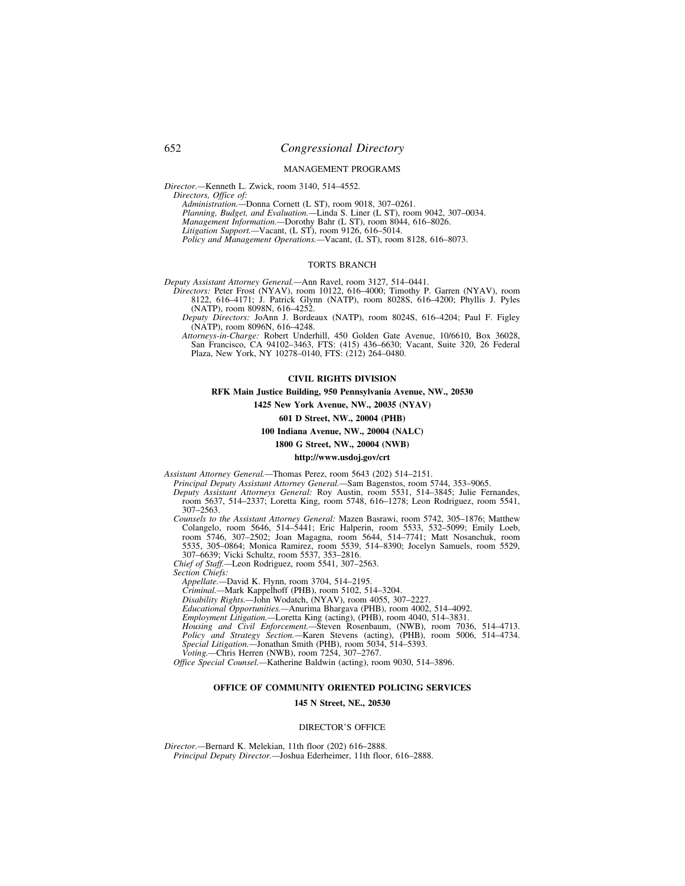MANAGEMENT PROGRAMS

*Director.*—Kenneth L. Zwick, room 3140, 514–4552.

*Directors, Office of:*

*Administration.*—Donna Cornett (L ST), room 9018, 307–0261.

*Planning, Budget, and Evaluation.*—Linda S. Liner (L ST), room 9042, 307–0034.

*Management Information.*—Dorothy Bahr (L ST), room 8044, 616–8026.

*Litigation Support.*—Vacant, (L ST), room 9126, 616–5014.

*Policy and Management Operations.*—Vacant, (L ST), room 8128, 616–8073.

TORTS BRANCH

*Deputy Assistant Attorney General.*—Ann Ravel, room 3127, 514–0441.

*Directors:* Peter Frost (NYAV), room 10122, 616–4000; Timothy P. Garren (NYAV), room 8122, 616–4171; J. Patrick Glynn (NATP), room 8028S, 616–4200; Phyllis J. Pyles (NATP), room 8098N, 616–4252.

*Deputy Directors:* JoAnn J. Bordeaux (NATP), room 8024S, 616–4204; Paul F. Figley (NATP), room 8096N, 616–4248.

*Attorneys-in-Charge:* Robert Underhill, 450 Golden Gate Avenue, 10/6610, Box 36028, San Francisco, CA 94102–3463, FTS: (415) 436–6630; Vacant, Suite 320, 26 Federal Plaza, New York, NY 10278–0140, FTS: (212) 264–0480.

## CIVIL RIGHTS DIVISION

**RFK Main Justice Building, 950 Pennsylvania Avenue, NW., 20530**

**1425 New York Avenue, NW., 20035 (NYAV)**

**601 D Street, NW., 20004 (PHB)**

**100 Indiana Avenue, NW., 20004 (NALC)**

**1800 G Street, NW., 20004 (NWB)**

**http://www.usdoj.gov/crt**

*Assistant Attorney General.*—Thomas Perez, room 5643 (202) 514–2151.

*Principal Deputy Assistant Attorney General.*—Sam Bagenstos, room 5744, 353–9065.

*Deputy Assistant Attorneys General:* Roy Austin, room 5531, 514–3845; Julie Fernandes, room 5637, 514–2337; Loretta King, room 5748, 616–1278; Leon Rodriguez, room 5541, 307–2563.

*Counsels to the Assistant Attorney General:* Mazen Basrawi, room 5742, 305–1876; Matthew Colangelo, room 5646, 514–5441; Eric Halperin, room 5533, 532–5099; Emily Loeb, room 5746, 307–2502; Joan Magagna, room 5644, 514–7741; Matt Nosanchuk, room 5535, 305–0864; Monica Ramirez, room 5539, 514–8390; Jocelyn Samuels, room 5529, 307–6639; Vicki Schultz, room 5537, 353–2816.

*Chief of Staff.*—Leon Rodriguez, room 5541, 307–2563.

*Section Chiefs:*

*Appellate.*—David K. Flynn, room 3704, 514–2195.

*Criminal.*—Mark Kappelhoff (PHB), room 5102, 514–3204.

*Disability Rights.*—John Wodatch, (NYAV), room 4055, 307–2227.

*Educational Opportunities.*—Anurima Bhargava (PHB), room 4002, 514–4092.

*Employment Litigation.*—Loretta King (acting), (PHB), room 4040, 514–3831.

*Housing and Civil Enforcement.*—Steven Rosenbaum, (NWB), room 7036, 514–4713.

*Policy and Strategy Section.*—Karen Stevens (acting), (PHB), room 5006, 514–4734.

*Special Litigation.*—Jonathan Smith (PHB), room 5034, 514–5393.

*Voting.*—Chris Herren (NWB), room 7254, 307–2767.

*Office Special Counsel.*—Katherine Baldwin (acting), room 9030, 514–3896.

## OFFICE OF COMMUNITY ORIENTED POLICING SERVICES

**145 N Street, NE., 20530**

DIRECTOR'S OFFICE

*Director.*—Bernard K. Melekian, 11th floor (202) 616–2888.

*Principal Deputy Director.*—Joshua Ederheimer, 11th floor, 616–2888.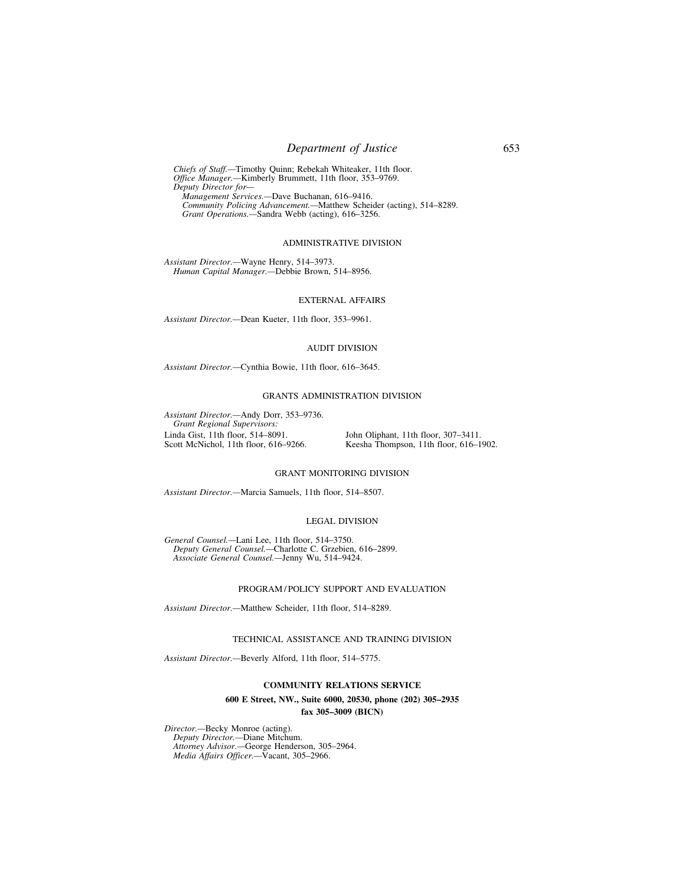*Chiefs of Staff.*—Timothy Quinn; Rebekah Whiteaker, 11th floor.
*Office Manager.*—Kimberly Brummett, 11th floor, 353–9769.
*Deputy Director for—*
  *Management Services.*—Dave Buchanan, 616–9416.
  *Community Policing Advancement.*—Matthew Scheider (acting), 514–8289.
  *Grant Operations.*—Sandra Webb (acting), 616–3256.

## ADMINISTRATIVE DIVISION

*Assistant Director.*—Wayne Henry, 514–3973.
  *Human Capital Manager.*—Debbie Brown, 514–8956.

## EXTERNAL AFFAIRS

*Assistant Director.*—Dean Kueter, 11th floor, 353–9961.

## AUDIT DIVISION

*Assistant Director.*—Cynthia Bowie, 11th floor, 616–3645.

## GRANTS ADMINISTRATION DIVISION

*Assistant Director.*—Andy Dorr, 353–9736.
  *Grant Regional Supervisors:*

Linda Gist, 11th floor, 514–8091.
Scott McNichol, 11th floor, 616–9266.
John Oliphant, 11th floor, 307–3411.
Keesha Thompson, 11th floor, 616–1902.

## GRANT MONITORING DIVISION

*Assistant Director.*—Marcia Samuels, 11th floor, 514–8507.

## LEGAL DIVISION

*General Counsel.*—Lani Lee, 11th floor, 514–3750.
  *Deputy General Counsel.*—Charlotte C. Grzebien, 616–2899.
  *Associate General Counsel.*—Jenny Wu, 514–9424.

## PROGRAM / POLICY SUPPORT AND EVALUATION

*Assistant Director.*—Matthew Scheider, 11th floor, 514–8289.

## TECHNICAL ASSISTANCE AND TRAINING DIVISION

*Assistant Director.*—Beverly Alford, 11th floor, 514–5775.

## COMMUNITY RELATIONS SERVICE

**600 E Street, NW., Suite 6000, 20530, phone (202) 305–2935**

**fax 305–3009 (BICN)**

*Director.*—Becky Monroe (acting).
  *Deputy Director.*—Diane Mitchum.
  *Attorney Advisor.*—George Henderson, 305–2964.
  *Media Affairs Officer.*—Vacant, 305–2966.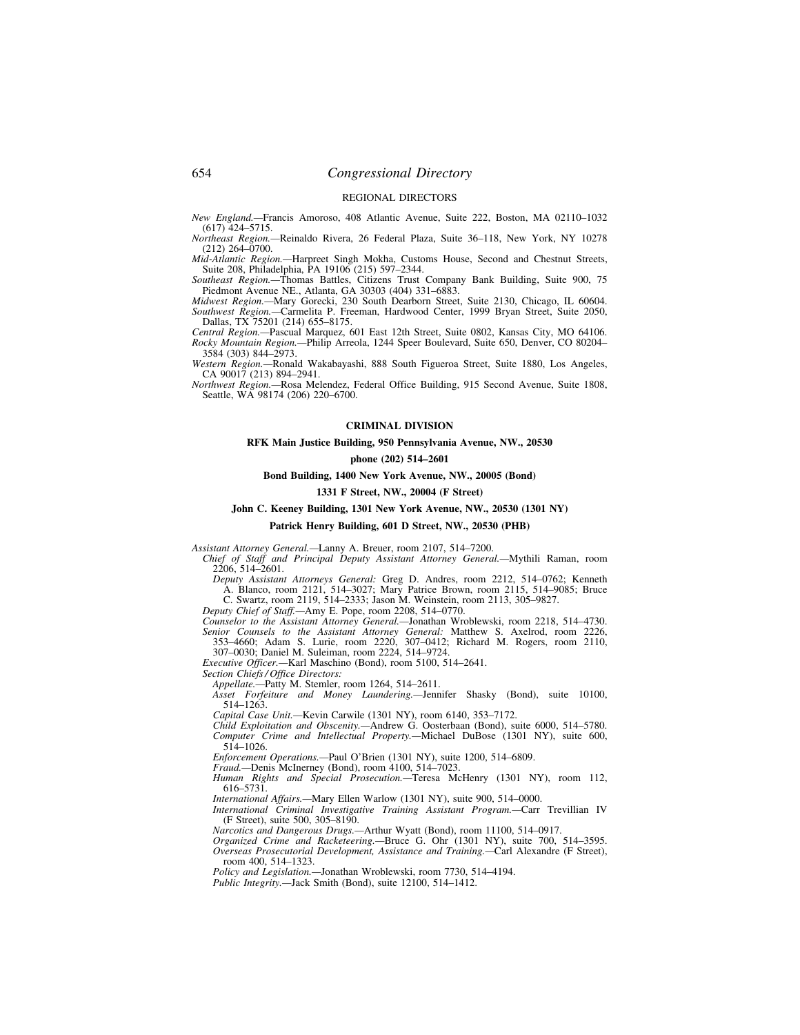REGIONAL DIRECTORS

*New England.*—Francis Amoroso, 408 Atlantic Avenue, Suite 222, Boston, MA 02110–1032 (617) 424–5715.

*Northeast Region.*—Reinaldo Rivera, 26 Federal Plaza, Suite 36–118, New York, NY 10278 (212) 264–0700.

*Mid-Atlantic Region.*—Harpreet Singh Mokha, Customs House, Second and Chestnut Streets, Suite 208, Philadelphia, PA 19106 (215) 597–2344.

*Southeast Region.*—Thomas Battles, Citizens Trust Company Bank Building, Suite 900, 75 Piedmont Avenue NE., Atlanta, GA 30303 (404) 331–6883.

*Midwest Region.*—Mary Gorecki, 230 South Dearborn Street, Suite 2130, Chicago, IL 60604.

*Southwest Region.*—Carmelita P. Freeman, Hardwood Center, 1999 Bryan Street, Suite 2050, Dallas, TX 75201 (214) 655–8175.

*Central Region.*—Pascual Marquez, 601 East 12th Street, Suite 0802, Kansas City, MO 64106.

*Rocky Mountain Region.*—Philip Arreola, 1244 Speer Boulevard, Suite 650, Denver, CO 80204–3584 (303) 844–2973.

*Western Region.*—Ronald Wakabayashi, 888 South Figueroa Street, Suite 1880, Los Angeles, CA 90017 (213) 894–2941.

*Northwest Region.*—Rosa Melendez, Federal Office Building, 915 Second Avenue, Suite 1808, Seattle, WA 98174 (206) 220–6700.

## CRIMINAL DIVISION

**RFK Main Justice Building, 950 Pennsylvania Avenue, NW., 20530**

**phone (202) 514–2601**

**Bond Building, 1400 New York Avenue, NW., 20005 (Bond)**

**1331 F Street, NW., 20004 (F Street)**

**John C. Keeney Building, 1301 New York Avenue, NW., 20530 (1301 NY)**

**Patrick Henry Building, 601 D Street, NW., 20530 (PHB)**

*Assistant Attorney General.*—Lanny A. Breuer, room 2107, 514–7200.

*Chief of Staff and Principal Deputy Assistant Attorney General.*—Mythili Raman, room 2206, 514–2601.

*Deputy Assistant Attorneys General:* Greg D. Andres, room 2212, 514–0762; Kenneth A. Blanco, room 2121, 514–3027; Mary Patrice Brown, room 2115, 514–9085; Bruce C. Swartz, room 2119, 514–2333; Jason M. Weinstein, room 2113, 305–9827.

*Deputy Chief of Staff.*—Amy E. Pope, room 2208, 514–0770.

*Counselor to the Assistant Attorney General.*—Jonathan Wroblewski, room 2218, 514–4730.

*Senior Counsels to the Assistant Attorney General:* Matthew S. Axelrod, room 2226, 353–4660; Adam S. Lurie, room 2220, 307–0412; Richard M. Rogers, room 2110, 307–0030; Daniel M. Suleiman, room 2224, 514–9724.

*Executive Officer.*—Karl Maschino (Bond), room 5100, 514–2641.

*Section Chiefs / Office Directors:*

*Appellate.*—Patty M. Stemler, room 1264, 514–2611.

*Asset Forfeiture and Money Laundering.*—Jennifer Shasky (Bond), suite 10100, 514–1263.

*Capital Case Unit.*—Kevin Carwile (1301 NY), room 6140, 353–7172.

*Child Exploitation and Obscenity.*—Andrew G. Oosterbaan (Bond), suite 6000, 514–5780.

*Computer Crime and Intellectual Property.*—Michael DuBose (1301 NY), suite 600, 514–1026.

*Enforcement Operations.*—Paul O'Brien (1301 NY), suite 1200, 514–6809.

*Fraud.*—Denis McInerney (Bond), room 4100, 514–7023.

*Human Rights and Special Prosecution.*—Teresa McHenry (1301 NY), room 112, 616–5731.

*International Affairs.*—Mary Ellen Warlow (1301 NY), suite 900, 514–0000.

*International Criminal Investigative Training Assistant Program.*—Carr Trevillian IV (F Street), suite 500, 305–8190.

*Narcotics and Dangerous Drugs.*—Arthur Wyatt (Bond), room 11100, 514–0917.

*Organized Crime and Racketeering.*—Bruce G. Ohr (1301 NY), suite 700, 514–3595.

*Overseas Prosecutorial Development, Assistance and Training.*—Carl Alexandre (F Street), room 400, 514–1323.

*Policy and Legislation.*—Jonathan Wroblewski, room 7730, 514–4194.

*Public Integrity.*—Jack Smith (Bond), suite 12100, 514–1412.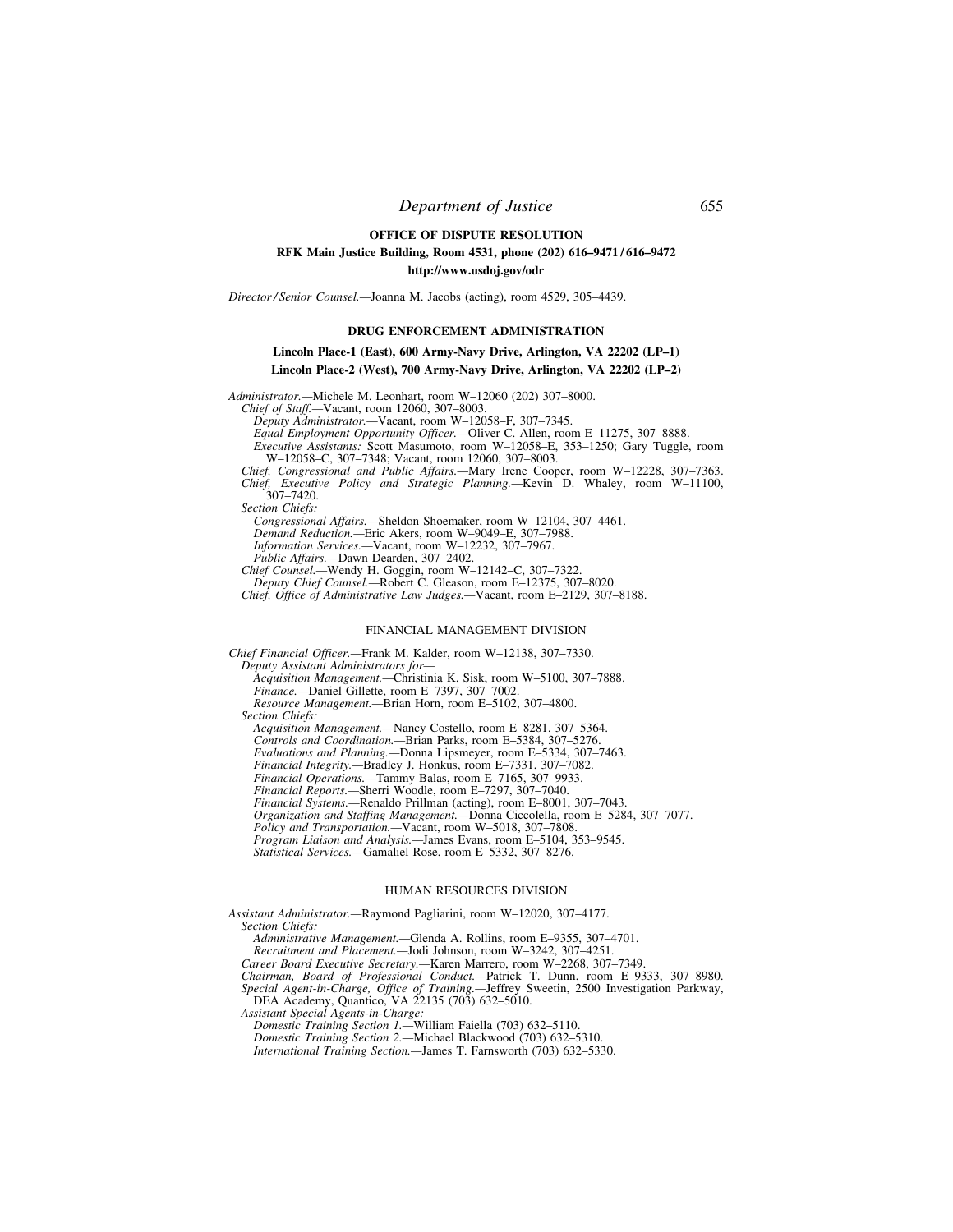## OFFICE OF DISPUTE RESOLUTION

**RFK Main Justice Building, Room 4531, phone (202) 616–9471 / 616–9472**

**http://www.usdoj.gov/odr**

*Director / Senior Counsel.*—Joanna M. Jacobs (acting), room 4529, 305–4439.

## DRUG ENFORCEMENT ADMINISTRATION

**Lincoln Place-1 (East), 600 Army-Navy Drive, Arlington, VA 22202 (LP–1)**

**Lincoln Place-2 (West), 700 Army-Navy Drive, Arlington, VA 22202 (LP–2)**

*Administrator.*—Michele M. Leonhart, room W–12060 (202) 307–8000.

*Chief of Staff.*—Vacant, room 12060, 307–8003.

*Deputy Administrator.*—Vacant, room W–12058–F, 307–7345.

*Equal Employment Opportunity Officer.*—Oliver C. Allen, room E–11275, 307–8888.

*Executive Assistants:* Scott Masumoto, room W–12058–E, 353–1250; Gary Tuggle, room W–12058–C, 307–7348; Vacant, room 12060, 307–8003.

*Chief, Congressional and Public Affairs.*—Mary Irene Cooper, room W–12228, 307–7363.

*Chief, Executive Policy and Strategic Planning.*—Kevin D. Whaley, room W–11100, 307–7420.

*Section Chiefs:*

*Congressional Affairs.*—Sheldon Shoemaker, room W–12104, 307–4461.

*Demand Reduction.*—Eric Akers, room W–9049–E, 307–7988.

*Information Services.*—Vacant, room W–12232, 307–7967.

*Public Affairs.*—Dawn Dearden, 307–2402.

*Chief Counsel.*—Wendy H. Goggin, room W–12142–C, 307–7322.

*Deputy Chief Counsel.*—Robert C. Gleason, room E–12375, 307–8020.

*Chief, Office of Administrative Law Judges.*—Vacant, room E–2129, 307–8188.

### FINANCIAL MANAGEMENT DIVISION

*Chief Financial Officer.*—Frank M. Kalder, room W–12138, 307–7330.

*Deputy Assistant Administrators for—*

*Acquisition Management.*—Christinia K. Sisk, room W–5100, 307–7888.

*Finance.*—Daniel Gillette, room E–7397, 307–7002.

*Resource Management.*—Brian Horn, room E–5102, 307–4800.

*Section Chiefs:*

*Acquisition Management.*—Nancy Costello, room E–8281, 307–5364.

*Controls and Coordination.*—Brian Parks, room E–5384, 307–5276.

*Evaluations and Planning.*—Donna Lipsmeyer, room E–5334, 307–7463.

*Financial Integrity.*—Bradley J. Honkus, room E–7331, 307–7082.

*Financial Operations.*—Tammy Balas, room E–7165, 307–9933.

*Financial Reports.*—Sherri Woodle, room E–7297, 307–7040.

*Financial Systems.*—Renaldo Prillman (acting), room E–8001, 307–7043.

*Organization and Staffing Management.*—Donna Ciccolella, room E–5284, 307–7077.

*Policy and Transportation.*—Vacant, room W–5018, 307–7808.

*Program Liaison and Analysis.*—James Evans, room E–5104, 353–9545.

*Statistical Services.*—Gamaliel Rose, room E–5332, 307–8276.

### HUMAN RESOURCES DIVISION

*Assistant Administrator.*—Raymond Pagliarini, room W–12020, 307–4177.

*Section Chiefs:*

*Administrative Management.*—Glenda A. Rollins, room E–9355, 307–4701.

*Recruitment and Placement.*—Jodi Johnson, room W–3242, 307–4251.

*Career Board Executive Secretary.*—Karen Marrero, room W–2268, 307–7349.

*Chairman, Board of Professional Conduct.*—Patrick T. Dunn, room E–9333, 307–8980.

*Special Agent-in-Charge, Office of Training.*—Jeffrey Sweetin, 2500 Investigation Parkway, DEA Academy, Quantico, VA 22135 (703) 632–5010.

*Assistant Special Agents-in-Charge:*

*Domestic Training Section 1.*—William Faiella (703) 632–5110.

*Domestic Training Section 2.*—Michael Blackwood (703) 632–5310.

*International Training Section.*—James T. Farnsworth (703) 632–5330.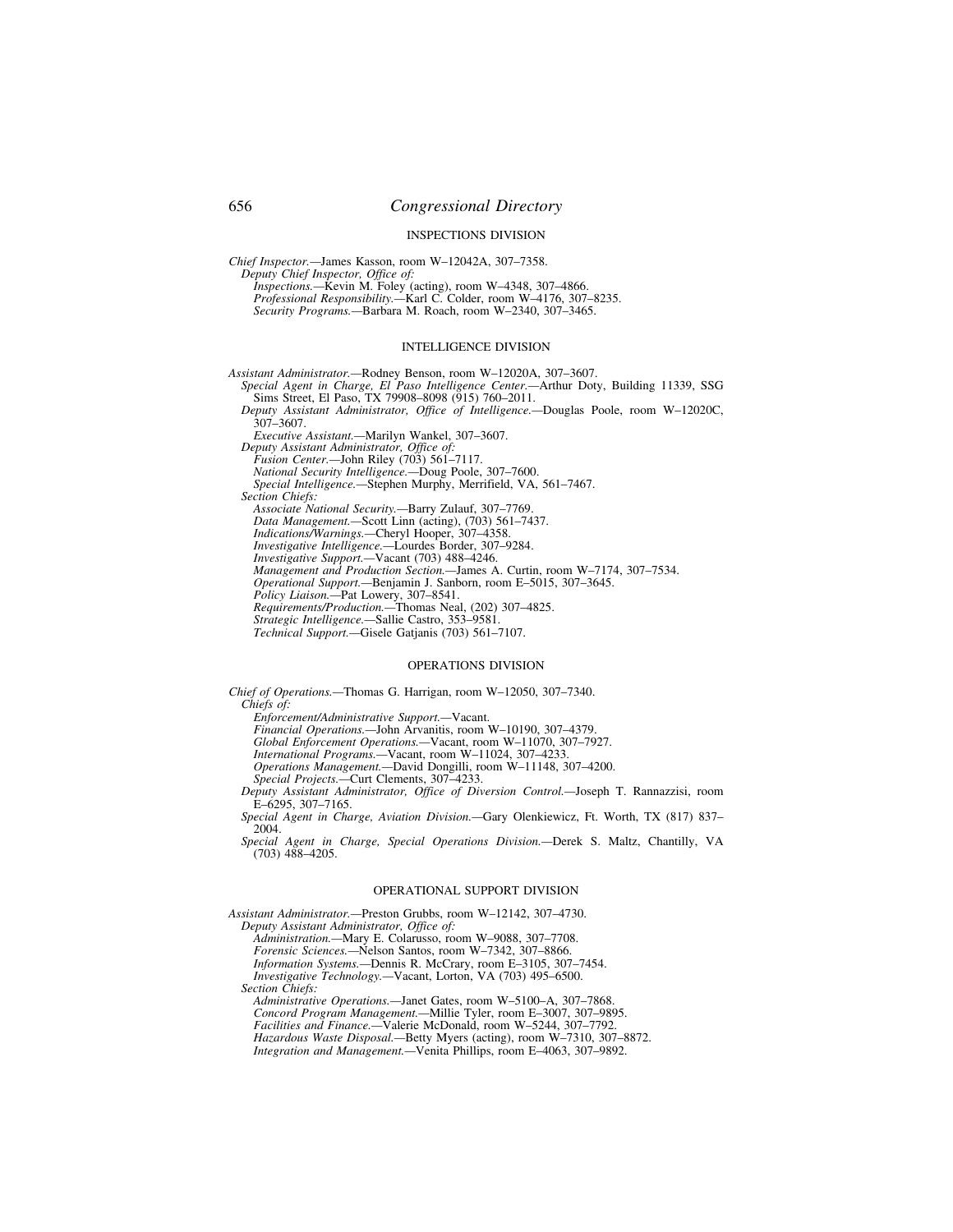## INSPECTIONS DIVISION

*Chief Inspector.*—James Kasson, room W–12042A, 307–7358.

*Deputy Chief Inspector, Office of:*

*Inspections.*—Kevin M. Foley (acting), room W–4348, 307–4866.

*Professional Responsibility.*—Karl C. Colder, room W–4176, 307–8235.

*Security Programs.*—Barbara M. Roach, room W–2340, 307–3465.

## INTELLIGENCE DIVISION

*Assistant Administrator.*—Rodney Benson, room W–12020A, 307–3607.

*Special Agent in Charge, El Paso Intelligence Center.*—Arthur Doty, Building 11339, SSG Sims Street, El Paso, TX 79908–8098 (915) 760–2011.

*Deputy Assistant Administrator, Office of Intelligence.*—Douglas Poole, room W–12020C, 307–3607.

*Executive Assistant.*—Marilyn Wankel, 307–3607.

*Deputy Assistant Administrator, Office of:*

*Fusion Center.*—John Riley (703) 561–7117.

*National Security Intelligence.*—Doug Poole, 307–7600.

*Special Intelligence.*—Stephen Murphy, Merrifield, VA, 561–7467.

*Section Chiefs:*

*Associate National Security.*—Barry Zulauf, 307–7769.

*Data Management.*—Scott Linn (acting), (703) 561–7437.

*Indications/Warnings.*—Cheryl Hooper, 307–4358.

*Investigative Intelligence.*—Lourdes Border, 307–9284.

*Investigative Support.*—Vacant (703) 488–4246.

*Management and Production Section.*—James A. Curtin, room W–7174, 307–7534.

*Operational Support.*—Benjamin J. Sanborn, room E–5015, 307–3645.

*Policy Liaison.*—Pat Lowery, 307–8541.

*Requirements/Production.*—Thomas Neal, (202) 307–4825.

*Strategic Intelligence.*—Sallie Castro, 353–9581.

*Technical Support.*—Gisele Gatjanis (703) 561–7107.

## OPERATIONS DIVISION

*Chief of Operations.*—Thomas G. Harrigan, room W–12050, 307–7340.

*Chiefs of:*

*Enforcement/Administrative Support.*—Vacant.

*Financial Operations.*—John Arvanitis, room W–10190, 307–4379.

*Global Enforcement Operations.*—Vacant, room W–11070, 307–7927.

*International Programs.*—Vacant, room W–11024, 307–4233.

*Operations Management.*—David Dongilli, room W–11148, 307–4200.

*Special Projects.*—Curt Clements, 307–4233.

*Deputy Assistant Administrator, Office of Diversion Control.*—Joseph T. Rannazzisi, room E–6295, 307–7165.

*Special Agent in Charge, Aviation Division.*—Gary Olenkiewicz, Ft. Worth, TX (817) 837–2004.

*Special Agent in Charge, Special Operations Division.*—Derek S. Maltz, Chantilly, VA (703) 488–4205.

## OPERATIONAL SUPPORT DIVISION

*Assistant Administrator.*—Preston Grubbs, room W–12142, 307–4730.

*Deputy Assistant Administrator, Office of:*

*Administration.*—Mary E. Colarusso, room W–9088, 307–7708.

*Forensic Sciences.*—Nelson Santos, room W–7342, 307–8866.

*Information Systems.*—Dennis R. McCrary, room E–3105, 307–7454.

*Investigative Technology.*—Vacant, Lorton, VA (703) 495–6500.

*Section Chiefs:*

*Administrative Operations.*—Janet Gates, room W–5100–A, 307–7868.

*Concord Program Management.*—Millie Tyler, room E–3007, 307–9895.

*Facilities and Finance.*—Valerie McDonald, room W–5244, 307–7792.

*Hazardous Waste Disposal.*—Betty Myers (acting), room W–7310, 307–8872.

*Integration and Management.*—Venita Phillips, room E–4063, 307–9892.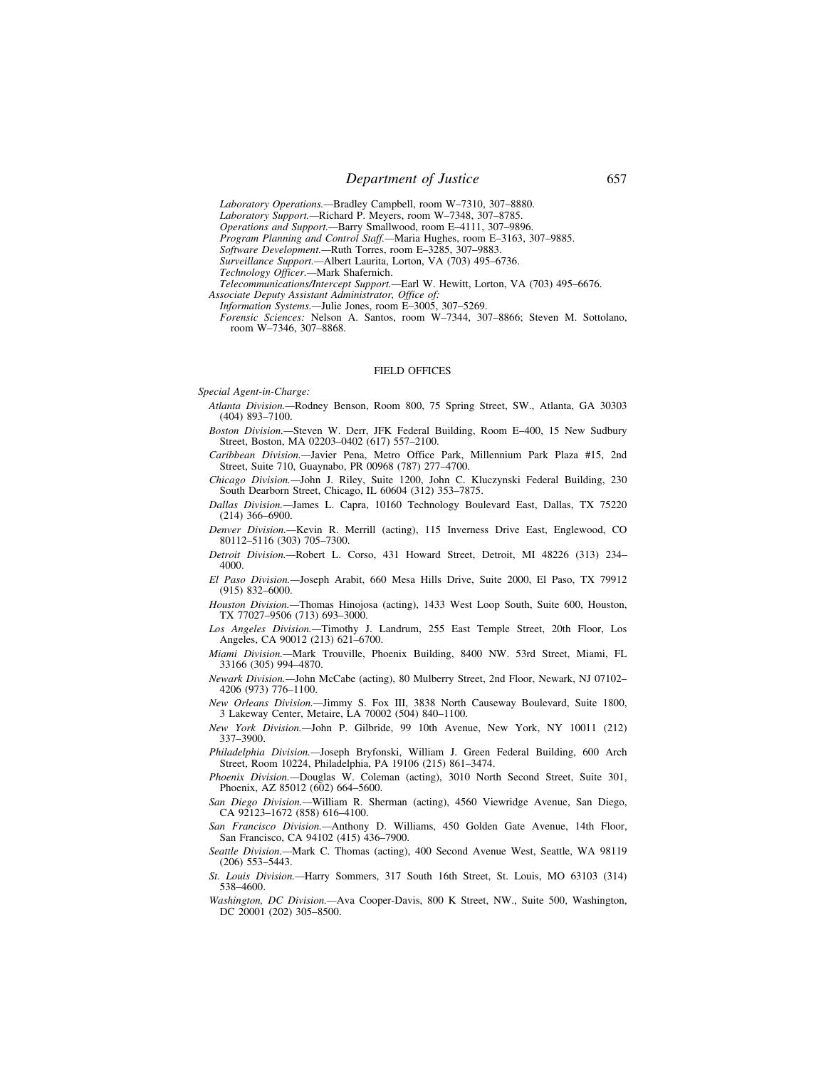*Laboratory Operations.*—Bradley Campbell, room W–7310, 307–8880.
*Laboratory Support.*—Richard P. Meyers, room W–7348, 307–8785.
*Operations and Support.*—Barry Smallwood, room E–4111, 307–9896.
*Program Planning and Control Staff.*—Maria Hughes, room E–3163, 307–9885.
*Software Development.*—Ruth Torres, room E–3285, 307–9883.
*Surveillance Support.*—Albert Laurita, Lorton, VA (703) 495–6736.
*Technology Officer.*—Mark Shafernich.
*Telecommunications/Intercept Support.*—Earl W. Hewitt, Lorton, VA (703) 495–6676.

*Associate Deputy Assistant Administrator, Office of:*
*Information Systems.*—Julie Jones, room E–3005, 307–5269.
*Forensic Sciences:* Nelson A. Santos, room W–7344, 307–8866; Steven M. Sottolano, room W–7346, 307–8868.

## FIELD OFFICES

*Special Agent-in-Charge:*

*Atlanta Division.*—Rodney Benson, Room 800, 75 Spring Street, SW., Atlanta, GA 30303 (404) 893–7100.

*Boston Division.*—Steven W. Derr, JFK Federal Building, Room E–400, 15 New Sudbury Street, Boston, MA 02203–0402 (617) 557–2100.

*Caribbean Division.*—Javier Pena, Metro Office Park, Millennium Park Plaza #15, 2nd Street, Suite 710, Guaynabo, PR 00968 (787) 277–4700.

*Chicago Division.*—John J. Riley, Suite 1200, John C. Kluczynski Federal Building, 230 South Dearborn Street, Chicago, IL 60604 (312) 353–7875.

*Dallas Division.*—James L. Capra, 10160 Technology Boulevard East, Dallas, TX 75220 (214) 366–6900.

*Denver Division.*—Kevin R. Merrill (acting), 115 Inverness Drive East, Englewood, CO 80112–5116 (303) 705–7300.

*Detroit Division.*—Robert L. Corso, 431 Howard Street, Detroit, MI 48226 (313) 234–4000.

*El Paso Division.*—Joseph Arabit, 660 Mesa Hills Drive, Suite 2000, El Paso, TX 79912 (915) 832–6000.

*Houston Division.*—Thomas Hinojosa (acting), 1433 West Loop South, Suite 600, Houston, TX 77027–9506 (713) 693–3000.

*Los Angeles Division.*—Timothy J. Landrum, 255 East Temple Street, 20th Floor, Los Angeles, CA 90012 (213) 621–6700.

*Miami Division.*—Mark Trouville, Phoenix Building, 8400 NW. 53rd Street, Miami, FL 33166 (305) 994–4870.

*Newark Division.*—John McCabe (acting), 80 Mulberry Street, 2nd Floor, Newark, NJ 07102–4206 (973) 776–1100.

*New Orleans Division.*—Jimmy S. Fox III, 3838 North Causeway Boulevard, Suite 1800, 3 Lakeway Center, Metaire, LA 70002 (504) 840–1100.

*New York Division.*—John P. Gilbride, 99 10th Avenue, New York, NY 10011 (212) 337–3900.

*Philadelphia Division.*—Joseph Bryfonski, William J. Green Federal Building, 600 Arch Street, Room 10224, Philadelphia, PA 19106 (215) 861–3474.

*Phoenix Division.*—Douglas W. Coleman (acting), 3010 North Second Street, Suite 301, Phoenix, AZ 85012 (602) 664–5600.

*San Diego Division.*—William R. Sherman (acting), 4560 Viewridge Avenue, San Diego, CA 92123–1672 (858) 616–4100.

*San Francisco Division.*—Anthony D. Williams, 450 Golden Gate Avenue, 14th Floor, San Francisco, CA 94102 (415) 436–7900.

*Seattle Division.*—Mark C. Thomas (acting), 400 Second Avenue West, Seattle, WA 98119 (206) 553–5443.

*St. Louis Division.*—Harry Sommers, 317 South 16th Street, St. Louis, MO 63103 (314) 538–4600.

*Washington, DC Division.*—Ava Cooper-Davis, 800 K Street, NW., Suite 500, Washington, DC 20001 (202) 305–8500.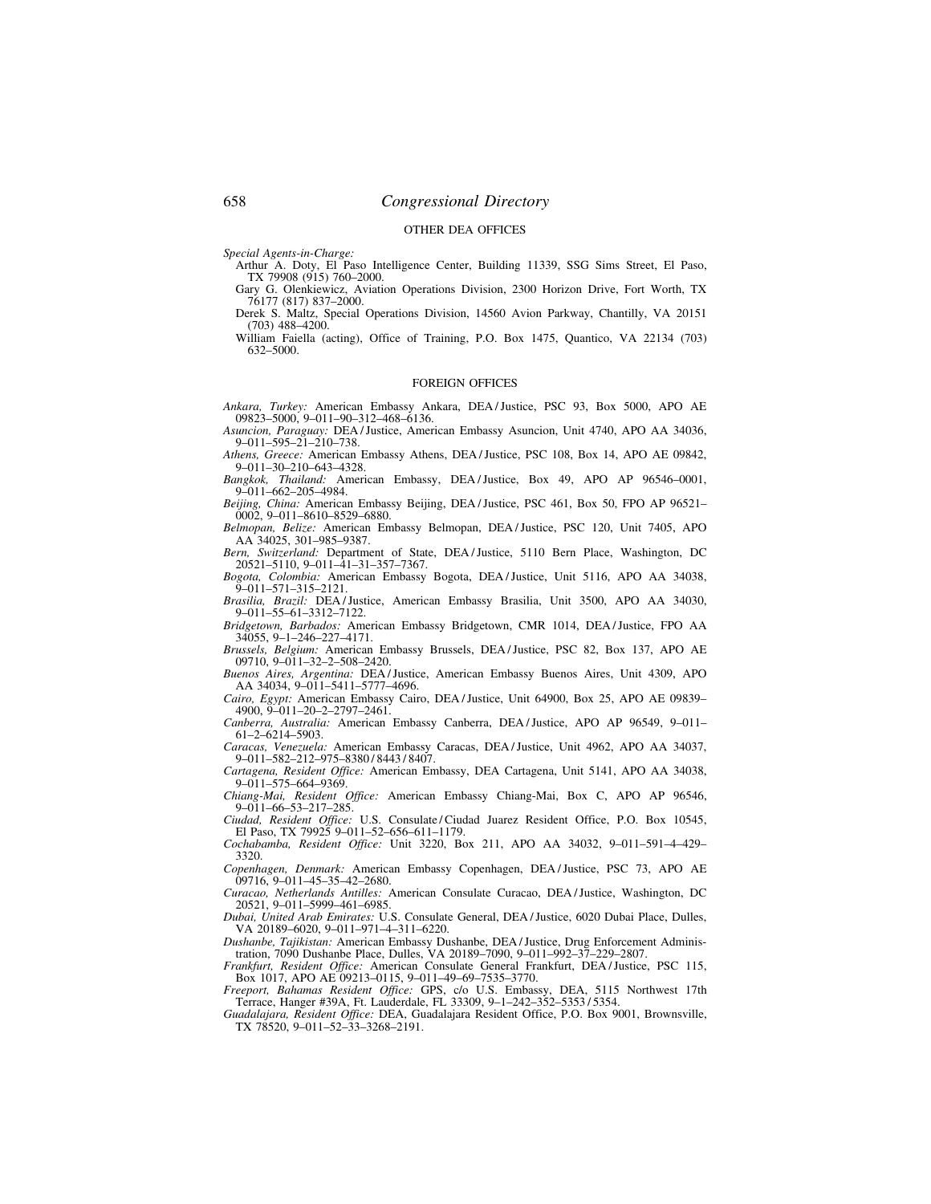## OTHER DEA OFFICES

*Special Agents-in-Charge:*

Arthur A. Doty, El Paso Intelligence Center, Building 11339, SSG Sims Street, El Paso, TX 79908 (915) 760–2000.

Gary G. Olenkiewicz, Aviation Operations Division, 2300 Horizon Drive, Fort Worth, TX 76177 (817) 837–2000.

Derek S. Maltz, Special Operations Division, 14560 Avion Parkway, Chantilly, VA 20151 (703) 488–4200.

William Faiella (acting), Office of Training, P.O. Box 1475, Quantico, VA 22134 (703) 632–5000.

## FOREIGN OFFICES

*Ankara, Turkey:* American Embassy Ankara, DEA / Justice, PSC 93, Box 5000, APO AE 09823–5000, 9–011–90–312–468–6136.

*Asuncion, Paraguay:* DEA / Justice, American Embassy Asuncion, Unit 4740, APO AA 34036, 9–011–595–21–210–738.

*Athens, Greece:* American Embassy Athens, DEA / Justice, PSC 108, Box 14, APO AE 09842, 9–011–30–210–643–4328.

*Bangkok, Thailand:* American Embassy, DEA / Justice, Box 49, APO AP 96546–0001, 9–011–662–205–4984.

*Beijing, China:* American Embassy Beijing, DEA / Justice, PSC 461, Box 50, FPO AP 96521–0002, 9–011–8610–8529–6880.

*Belmopan, Belize:* American Embassy Belmopan, DEA / Justice, PSC 120, Unit 7405, APO AA 34025, 301–985–9387.

*Bern, Switzerland:* Department of State, DEA / Justice, 5110 Bern Place, Washington, DC 20521–5110, 9–011–41–31–357–7367.

*Bogota, Colombia:* American Embassy Bogota, DEA / Justice, Unit 5116, APO AA 34038, 9–011–571–315–2121.

*Brasilia, Brazil:* DEA / Justice, American Embassy Brasilia, Unit 3500, APO AA 34030, 9–011–55–61–3312–7122.

*Bridgetown, Barbados:* American Embassy Bridgetown, CMR 1014, DEA / Justice, FPO AA 34055, 9–1–246–227–4171.

*Brussels, Belgium:* American Embassy Brussels, DEA / Justice, PSC 82, Box 137, APO AE 09710, 9–011–32–2–508–2420.

*Buenos Aires, Argentina:* DEA / Justice, American Embassy Buenos Aires, Unit 4309, APO AA 34034, 9–011–5411–5777–4696.

*Cairo, Egypt:* American Embassy Cairo, DEA / Justice, Unit 64900, Box 25, APO AE 09839–4900, 9–011–20–2–2797–2461.

*Canberra, Australia:* American Embassy Canberra, DEA / Justice, APO AP 96549, 9–011–61–2–6214–5903.

*Caracas, Venezuela:* American Embassy Caracas, DEA / Justice, Unit 4962, APO AA 34037, 9–011–582–212–975–8380 / 8443 / 8407.

*Cartagena, Resident Office:* American Embassy, DEA Cartagena, Unit 5141, APO AA 34038, 9–011–575–664–9369.

*Chiang-Mai, Resident Office:* American Embassy Chiang-Mai, Box C, APO AP 96546, 9–011–66–53–217–285.

*Ciudad, Resident Office:* U.S. Consulate / Ciudad Juarez Resident Office, P.O. Box 10545, El Paso, TX 79925 9–011–52–656–611–1179.

*Cochabamba, Resident Office:* Unit 3220, Box 211, APO AA 34032, 9–011–591–4–429–3320.

*Copenhagen, Denmark:* American Embassy Copenhagen, DEA / Justice, PSC 73, APO AE 09716, 9–011–45–35–42–2680.

*Curacao, Netherlands Antilles:* American Consulate Curacao, DEA / Justice, Washington, DC 20521, 9–011–5999–461–6985.

*Dubai, United Arab Emirates:* U.S. Consulate General, DEA / Justice, 6020 Dubai Place, Dulles, VA 20189–6020, 9–011–971–4–311–6220.

*Dushanbe, Tajikistan:* American Embassy Dushanbe, DEA / Justice, Drug Enforcement Administration, 7090 Dushanbe Place, Dulles, VA 20189–7090, 9–011–992–37–229–2807.

*Frankfurt, Resident Office:* American Consulate General Frankfurt, DEA / Justice, PSC 115, Box 1017, APO AE 09213–0115, 9–011–49–69–7535–3770.

*Freeport, Bahamas Resident Office:* GPS, c/o U.S. Embassy, DEA, 5115 Northwest 17th Terrace, Hanger #39A, Ft. Lauderdale, FL 33309, 9–1–242–352–5353 / 5354.

*Guadalajara, Resident Office:* DEA, Guadalajara Resident Office, P.O. Box 9001, Brownsville, TX 78520, 9–011–52–33–3268–2191.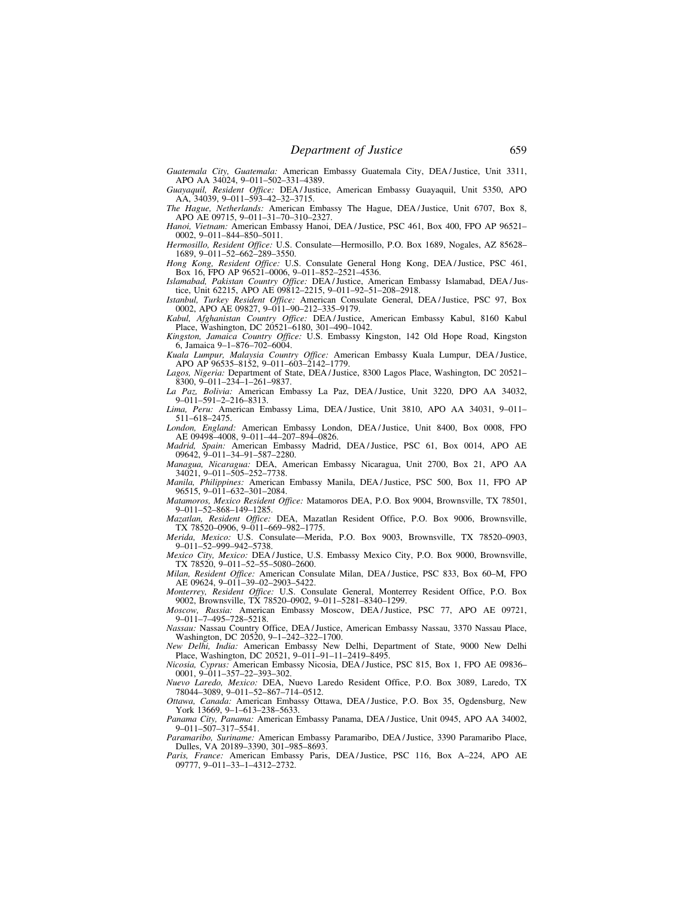*Guatemala City, Guatemala:* American Embassy Guatemala City, DEA/Justice, Unit 3311, APO AA 34024, 9–011–502–331–4389.

*Guayaquil, Resident Office:* DEA/Justice, American Embassy Guayaquil, Unit 5350, APO AA, 34039, 9–011–593–42–32–3715.

*The Hague, Netherlands:* American Embassy The Hague, DEA/Justice, Unit 6707, Box 8, APO AE 09715, 9–011–31–70–310–2327.

*Hanoi, Vietnam:* American Embassy Hanoi, DEA/Justice, PSC 461, Box 400, FPO AP 96521–0002, 9–011–844–850–5011.

*Hermosillo, Resident Office:* U.S. Consulate—Hermosillo, P.O. Box 1689, Nogales, AZ 85628–1689, 9–011–52–662–289–3550.

*Hong Kong, Resident Office:* U.S. Consulate General Hong Kong, DEA/Justice, PSC 461, Box 16, FPO AP 96521–0006, 9–011–852–2521–4536.

*Islamabad, Pakistan Country Office:* DEA/Justice, American Embassy Islamabad, DEA/Justice, Unit 62215, APO AE 09812–2215, 9–011–92–51–208–2918.

*Istanbul, Turkey Resident Office:* American Consulate General, DEA/Justice, PSC 97, Box 0002, APO AE 09827, 9–011–90–212–335–9179.

*Kabul, Afghanistan Country Office:* DEA/Justice, American Embassy Kabul, 8160 Kabul Place, Washington, DC 20521–6180, 301–490–1042.

*Kingston, Jamaica Country Office:* U.S. Embassy Kingston, 142 Old Hope Road, Kingston 6, Jamaica 9–1–876–702–6004.

*Kuala Lumpur, Malaysia Country Office:* American Embassy Kuala Lumpur, DEA/Justice, APO AP 96535–8152, 9–011–603–2142–1779.

*Lagos, Nigeria:* Department of State, DEA/Justice, 8300 Lagos Place, Washington, DC 20521–8300, 9–011–234–1–261–9837.

*La Paz, Bolivia:* American Embassy La Paz, DEA/Justice, Unit 3220, DPO AA 34032, 9–011–591–2–216–8313.

*Lima, Peru:* American Embassy Lima, DEA/Justice, Unit 3810, APO AA 34031, 9–011–511–618–2475.

*London, England:* American Embassy London, DEA/Justice, Unit 8400, Box 0008, FPO AE 09498–4008, 9–011–44–207–894–0826.

*Madrid, Spain:* American Embassy Madrid, DEA/Justice, PSC 61, Box 0014, APO AE 09642, 9–011–34–91–587–2280.

*Managua, Nicaragua:* DEA, American Embassy Nicaragua, Unit 2700, Box 21, APO AA 34021, 9–011–505–252–7738.

*Manila, Philippines:* American Embassy Manila, DEA/Justice, PSC 500, Box 11, FPO AP 96515, 9–011–632–301–2084.

*Matamoros, Mexico Resident Office:* Matamoros DEA, P.O. Box 9004, Brownsville, TX 78501, 9–011–52–868–149–1285.

*Mazatlan, Resident Office:* DEA, Mazatlan Resident Office, P.O. Box 9006, Brownsville, TX 78520–0906, 9–011–669–982–1775.

*Merida, Mexico:* U.S. Consulate—Merida, P.O. Box 9003, Brownsville, TX 78520–0903, 9–011–52–999–942–5738.

*Mexico City, Mexico:* DEA/Justice, U.S. Embassy Mexico City, P.O. Box 9000, Brownsville, TX 78520, 9–011–52–55–5080–2600.

*Milan, Resident Office:* American Consulate Milan, DEA/Justice, PSC 833, Box 60–M, FPO AE 09624, 9–011–39–02–2903–5422.

*Monterrey, Resident Office:* U.S. Consulate General, Monterrey Resident Office, P.O. Box 9002, Brownsville, TX 78520–0902, 9–011–5281–8340–1299.

*Moscow, Russia:* American Embassy Moscow, DEA/Justice, PSC 77, APO AE 09721, 9–011–7–495–728–5218.

*Nassau:* Nassau Country Office, DEA/Justice, American Embassy Nassau, 3370 Nassau Place, Washington, DC 20520, 9–1–242–322–1700.

*New Delhi, India:* American Embassy New Delhi, Department of State, 9000 New Delhi Place, Washington, DC 20521, 9–011–91–11–2419–8495.

*Nicosia, Cyprus:* American Embassy Nicosia, DEA/Justice, PSC 815, Box 1, FPO AE 09836–0001, 9–011–357–22–393–302.

*Nuevo Laredo, Mexico:* DEA, Nuevo Laredo Resident Office, P.O. Box 3089, Laredo, TX 78044–3089, 9–011–52–867–714–0512.

*Ottawa, Canada:* American Embassy Ottawa, DEA/Justice, P.O. Box 35, Ogdensburg, New York 13669, 9–1–613–238–5633.

*Panama City, Panama:* American Embassy Panama, DEA/Justice, Unit 0945, APO AA 34002, 9–011–507–317–5541.

*Paramaribo, Suriname:* American Embassy Paramaribo, DEA/Justice, 3390 Paramaribo Place, Dulles, VA 20189–3390, 301–985–8693.

*Paris, France:* American Embassy Paris, DEA/Justice, PSC 116, Box A–224, APO AE 09777, 9–011–33–1–4312–2732.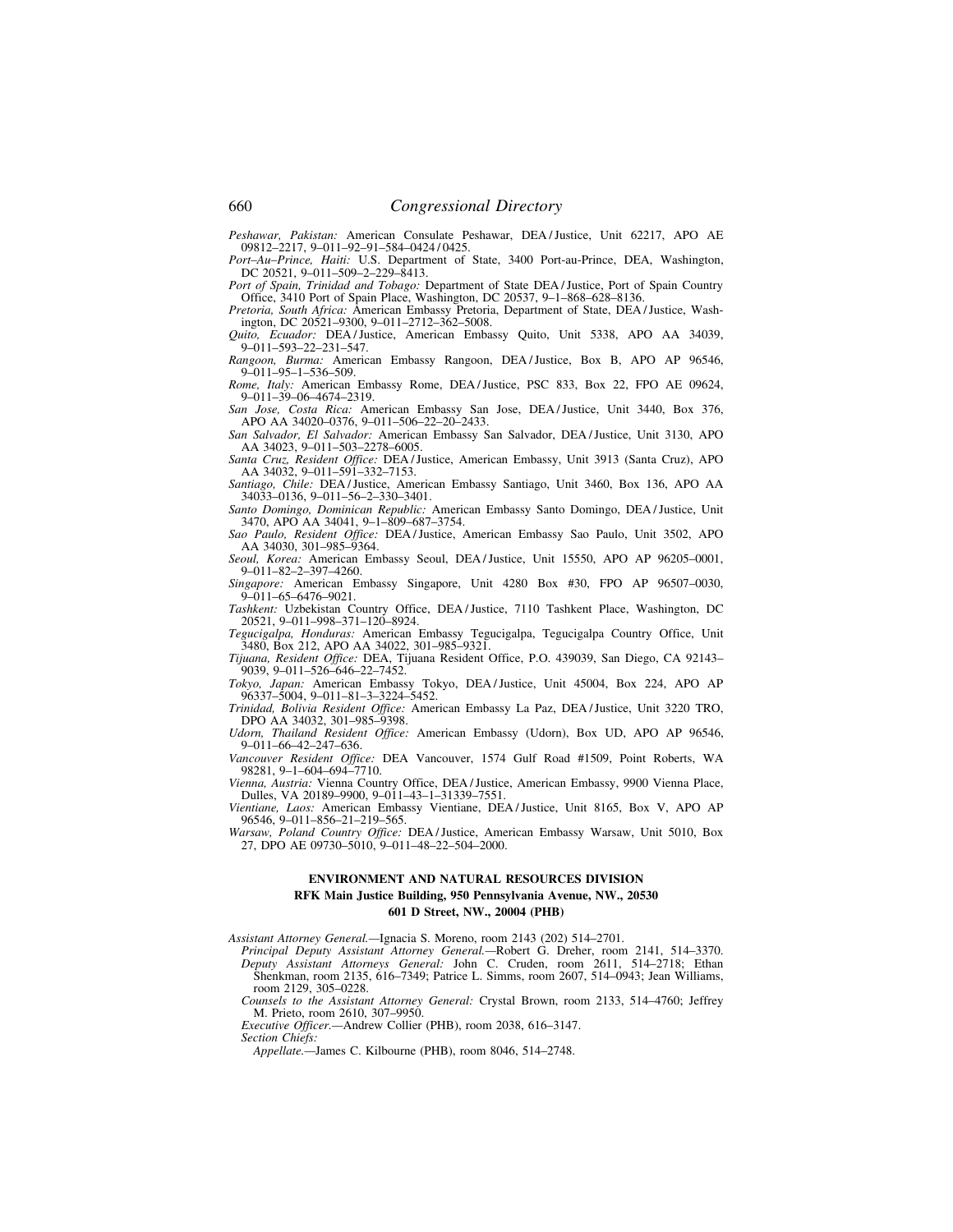*Peshawar, Pakistan:* American Consulate Peshawar, DEA / Justice, Unit 62217, APO AE 09812–2217, 9–011–92–91–584–0424 / 0425.

*Port–Au–Prince, Haiti:* U.S. Department of State, 3400 Port-au-Prince, DEA, Washington, DC 20521, 9–011–509–2–229–8413.

*Port of Spain, Trinidad and Tobago:* Department of State DEA / Justice, Port of Spain Country Office, 3410 Port of Spain Place, Washington, DC 20537, 9–1–868–628–8136.

*Pretoria, South Africa:* American Embassy Pretoria, Department of State, DEA / Justice, Washington, DC 20521–9300, 9–011–2712–362–5008.

*Quito, Ecuador:* DEA / Justice, American Embassy Quito, Unit 5338, APO AA 34039, 9–011–593–22–231–547.

*Rangoon, Burma:* American Embassy Rangoon, DEA / Justice, Box B, APO AP 96546, 9–011–95–1–536–509.

*Rome, Italy:* American Embassy Rome, DEA / Justice, PSC 833, Box 22, FPO AE 09624, 9–011–39–06–4674–2319.

*San Jose, Costa Rica:* American Embassy San Jose, DEA / Justice, Unit 3440, Box 376, APO AA 34020–0376, 9–011–506–22–20–2433.

*San Salvador, El Salvador:* American Embassy San Salvador, DEA / Justice, Unit 3130, APO AA 34023, 9–011–503–2278–6005.

*Santa Cruz, Resident Office:* DEA / Justice, American Embassy, Unit 3913 (Santa Cruz), APO AA 34032, 9–011–591–332–7153.

*Santiago, Chile:* DEA / Justice, American Embassy Santiago, Unit 3460, Box 136, APO AA 34033–0136, 9–011–56–2–330–3401.

*Santo Domingo, Dominican Republic:* American Embassy Santo Domingo, DEA / Justice, Unit 3470, APO AA 34041, 9–1–809–687–3754.

*Sao Paulo, Resident Office:* DEA / Justice, American Embassy Sao Paulo, Unit 3502, APO AA 34030, 301–985–9364.

*Seoul, Korea:* American Embassy Seoul, DEA / Justice, Unit 15550, APO AP 96205–0001, 9–011–82–2–397–4260.

*Singapore:* American Embassy Singapore, Unit 4280 Box #30, FPO AP 96507–0030, 9–011–65–6476–9021.

*Tashkent:* Uzbekistan Country Office, DEA / Justice, 7110 Tashkent Place, Washington, DC 20521, 9–011–998–371–120–8924.

*Tegucigalpa, Honduras:* American Embassy Tegucigalpa, Tegucigalpa Country Office, Unit 3480, Box 212, APO AA 34022, 301–985–9321.

*Tijuana, Resident Office:* DEA, Tijuana Resident Office, P.O. 439039, San Diego, CA 92143–9039, 9–011–526–646–22–7452.

*Tokyo, Japan:* American Embassy Tokyo, DEA / Justice, Unit 45004, Box 224, APO AP 96337–5004, 9–011–81–3–3224–5452.

*Trinidad, Bolivia Resident Office:* American Embassy La Paz, DEA / Justice, Unit 3220 TRO, DPO AA 34032, 301–985–9398.

*Udorn, Thailand Resident Office:* American Embassy (Udorn), Box UD, APO AP 96546, 9–011–66–42–247–636.

*Vancouver Resident Office:* DEA Vancouver, 1574 Gulf Road #1509, Point Roberts, WA 98281, 9–1–604–694–7710.

*Vienna, Austria:* Vienna Country Office, DEA / Justice, American Embassy, 9900 Vienna Place, Dulles, VA 20189–9900, 9–011–43–1–31339–7551.

*Vientiane, Laos:* American Embassy Vientiane, DEA / Justice, Unit 8165, Box V, APO AP 96546, 9–011–856–21–219–565.

*Warsaw, Poland Country Office:* DEA / Justice, American Embassy Warsaw, Unit 5010, Box 27, DPO AE 09730–5010, 9–011–48–22–504–2000.

## ENVIRONMENT AND NATURAL RESOURCES DIVISION

**RFK Main Justice Building, 950 Pennsylvania Avenue, NW., 20530**

**601 D Street, NW., 20004 (PHB)**

*Assistant Attorney General.*—Ignacia S. Moreno, room 2143 (202) 514–2701.

*Principal Deputy Assistant Attorney General.*—Robert G. Dreher, room 2141, 514–3370.

*Deputy Assistant Attorneys General:* John C. Cruden, room 2611, 514–2718; Ethan Shenkman, room 2135, 616–7349; Patrice L. Simms, room 2607, 514–0943; Jean Williams, room 2129, 305–0228.

*Counsels to the Assistant Attorney General:* Crystal Brown, room 2133, 514–4760; Jeffrey M. Prieto, room 2610, 307–9950.

*Executive Officer.*—Andrew Collier (PHB), room 2038, 616–3147.

*Section Chiefs:*

*Appellate.*—James C. Kilbourne (PHB), room 8046, 514–2748.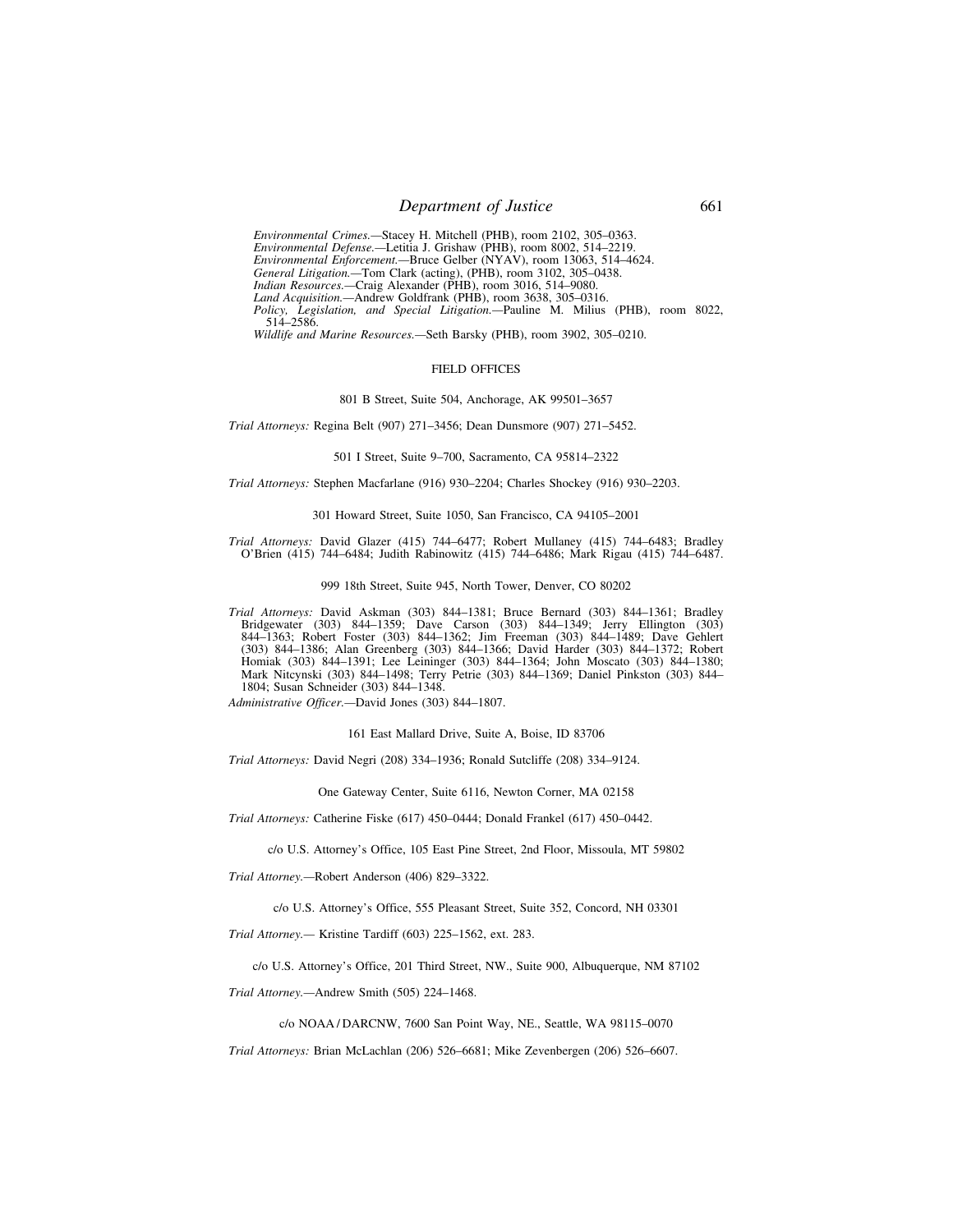*Environmental Crimes.*—Stacey H. Mitchell (PHB), room 2102, 305–0363.
*Environmental Defense.*—Letitia J. Grishaw (PHB), room 8002, 514–2219.
*Environmental Enforcement.*—Bruce Gelber (NYAV), room 13063, 514–4624.
*General Litigation.*—Tom Clark (acting), (PHB), room 3102, 305–0438.
*Indian Resources.*—Craig Alexander (PHB), room 3016, 514–9080.
*Land Acquisition.*—Andrew Goldfrank (PHB), room 3638, 305–0316.
*Policy, Legislation, and Special Litigation.*—Pauline M. Milius (PHB), room 8022, 514–2586.
*Wildlife and Marine Resources.*—Seth Barsky (PHB), room 3902, 305–0210.

## FIELD OFFICES

801 B Street, Suite 504, Anchorage, AK 99501–3657

*Trial Attorneys:* Regina Belt (907) 271–3456; Dean Dunsmore (907) 271–5452.

501 I Street, Suite 9–700, Sacramento, CA 95814–2322

*Trial Attorneys:* Stephen Macfarlane (916) 930–2204; Charles Shockey (916) 930–2203.

301 Howard Street, Suite 1050, San Francisco, CA 94105–2001

*Trial Attorneys:* David Glazer (415) 744–6477; Robert Mullaney (415) 744–6483; Bradley O'Brien (415) 744–6484; Judith Rabinowitz (415) 744–6486; Mark Rigau (415) 744–6487.

999 18th Street, Suite 945, North Tower, Denver, CO 80202

*Trial Attorneys:* David Askman (303) 844–1381; Bruce Bernard (303) 844–1361; Bradley Bridgewater (303) 844–1359; Dave Carson (303) 844–1349; Jerry Ellington (303) 844–1363; Robert Foster (303) 844–1362; Jim Freeman (303) 844–1489; Dave Gehlert (303) 844–1386; Alan Greenberg (303) 844–1366; David Harder (303) 844–1372; Robert Homiak (303) 844–1391; Lee Leininger (303) 844–1364; John Moscato (303) 844–1380; Mark Nitcynski (303) 844–1498; Terry Petrie (303) 844–1369; Daniel Pinkston (303) 844–1804; Susan Schneider (303) 844–1348.
*Administrative Officer.*—David Jones (303) 844–1807.

161 East Mallard Drive, Suite A, Boise, ID 83706

*Trial Attorneys:* David Negri (208) 334–1936; Ronald Sutcliffe (208) 334–9124.

One Gateway Center, Suite 6116, Newton Corner, MA 02158

*Trial Attorneys:* Catherine Fiske (617) 450–0444; Donald Frankel (617) 450–0442.

c/o U.S. Attorney's Office, 105 East Pine Street, 2nd Floor, Missoula, MT 59802

*Trial Attorney.*—Robert Anderson (406) 829–3322.

c/o U.S. Attorney's Office, 555 Pleasant Street, Suite 352, Concord, NH 03301

*Trial Attorney.*— Kristine Tardiff (603) 225–1562, ext. 283.

c/o U.S. Attorney's Office, 201 Third Street, NW., Suite 900, Albuquerque, NM 87102

*Trial Attorney.*—Andrew Smith (505) 224–1468.

c/o NOAA / DARCNW, 7600 San Point Way, NE., Seattle, WA 98115–0070

*Trial Attorneys:* Brian McLachlan (206) 526–6681; Mike Zevenbergen (206) 526–6607.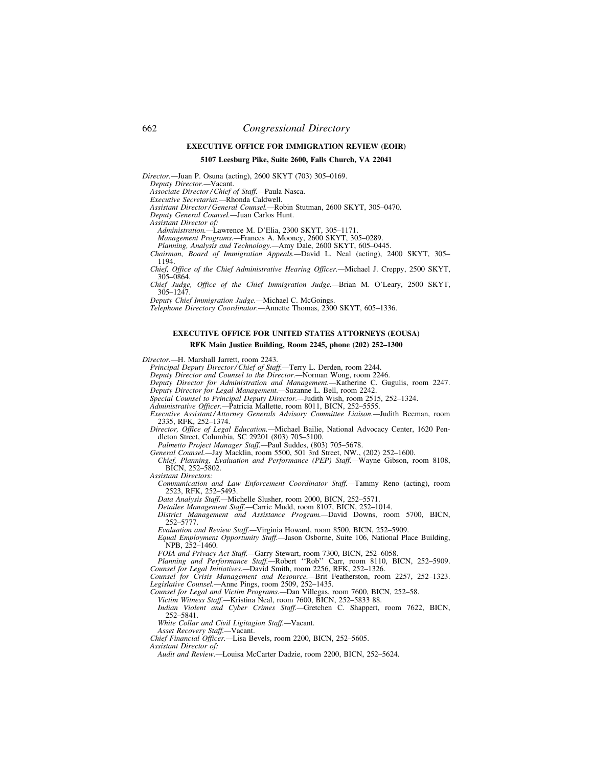## EXECUTIVE OFFICE FOR IMMIGRATION REVIEW (EOIR)

**5107 Leesburg Pike, Suite 2600, Falls Church, VA 22041**

*Director.*—Juan P. Osuna (acting), 2600 SKYT (703) 305–0169.

*Deputy Director.*—Vacant.

*Associate Director / Chief of Staff.*—Paula Nasca.

*Executive Secretariat.*—Rhonda Caldwell.

*Assistant Director / General Counsel.*—Robin Stutman, 2600 SKYT, 305–0470.

*Deputy General Counsel.*—Juan Carlos Hunt.

*Assistant Director of:*

*Administration.*—Lawrence M. D'Elia, 2300 SKYT, 305–1171.

*Management Programs.*—Frances A. Mooney, 2600 SKYT, 305–0289.

*Planning, Analysis and Technology.*—Amy Dale, 2600 SKYT, 605–0445.

*Chairman, Board of Immigration Appeals.*—David L. Neal (acting), 2400 SKYT, 305–1194.

*Chief, Office of the Chief Administrative Hearing Officer.*—Michael J. Creppy, 2500 SKYT, 305–0864.

*Chief Judge, Office of the Chief Immigration Judge.*—Brian M. O'Leary, 2500 SKYT, 305–1247.

*Deputy Chief Immigration Judge.*—Michael C. McGoings.

*Telephone Directory Coordinator.*—Annette Thomas, 2300 SKYT, 605–1336.

## EXECUTIVE OFFICE FOR UNITED STATES ATTORNEYS (EOUSA)

**RFK Main Justice Building, Room 2245, phone (202) 252–1300**

*Director.*—H. Marshall Jarrett, room 2243.

*Principal Deputy Director / Chief of Staff.*—Terry L. Derden, room 2244.

*Deputy Director and Counsel to the Director.*—Norman Wong, room 2246.

*Deputy Director for Administration and Management.*—Katherine C. Gugulis, room 2247.

*Deputy Director for Legal Management.*—Suzanne L. Bell, room 2242.

*Special Counsel to Principal Deputy Director.*—Judith Wish, room 2515, 252–1324.

*Administrative Officer.*—Patricia Mallette, room 8011, BICN, 252–5555.

*Executive Assistant / Attorney Generals Advisory Committee Liaison.*—Judith Beeman, room 2335, RFK, 252–1374.

*Director, Office of Legal Education.*—Michael Bailie, National Advocacy Center, 1620 Pendleton Street, Columbia, SC 29201 (803) 705–5100.

*Palmetto Project Manager Staff.*—Paul Suddes, (803) 705–5678.

*General Counsel.*—Jay Macklin, room 5500, 501 3rd Street, NW., (202) 252–1600.

*Chief, Planning, Evaluation and Performance (PEP) Staff.*—Wayne Gibson, room 8108, BICN, 252–5802.

*Assistant Directors:*

*Communication and Law Enforcement Coordinator Staff.*—Tammy Reno (acting), room 2523, RFK, 252–5493.

*Data Analysis Staff.*—Michelle Slusher, room 2000, BICN, 252–5571.

*Detailee Management Staff.*—Carrie Mudd, room 8107, BICN, 252–1014.

*District Management and Assistance Program.*—David Downs, room 5700, BICN, 252–5777.

*Evaluation and Review Staff.*—Virginia Howard, room 8500, BICN, 252–5909.

*Equal Employment Opportunity Staff.*—Jason Osborne, Suite 106, National Place Building, NPB, 252–1460.

*FOIA and Privacy Act Staff.*—Garry Stewart, room 7300, BICN, 252–6058.

*Planning and Performance Staff.*—Robert ''Rob'' Carr, room 8110, BICN, 252–5909.

*Counsel for Legal Initiatives.*—David Smith, room 2256, RFK, 252–1326.

*Counsel for Crisis Management and Resource.*—Brit Featherston, room 2257, 252–1323.

*Legislative Counsel.*—Anne Pings, room 2509, 252–1435.

*Counsel for Legal and Victim Programs.*—Dan Villegas, room 7600, BICN, 252–58.

*Victim Witness Staff.*—Kristina Neal, room 7600, BICN, 252–5833 88.

*Indian Violent and Cyber Crimes Staff.*—Gretchen C. Shappert, room 7622, BICN, 252–5841.

*White Collar and Civil Ligitagion Staff.*—Vacant.

*Asset Recovery Staff.*—Vacant.

*Chief Financial Officer.*—Lisa Bevels, room 2200, BICN, 252–5605.

*Assistant Director of:*

*Audit and Review.*—Louisa McCarter Dadzie, room 2200, BICN, 252–5624.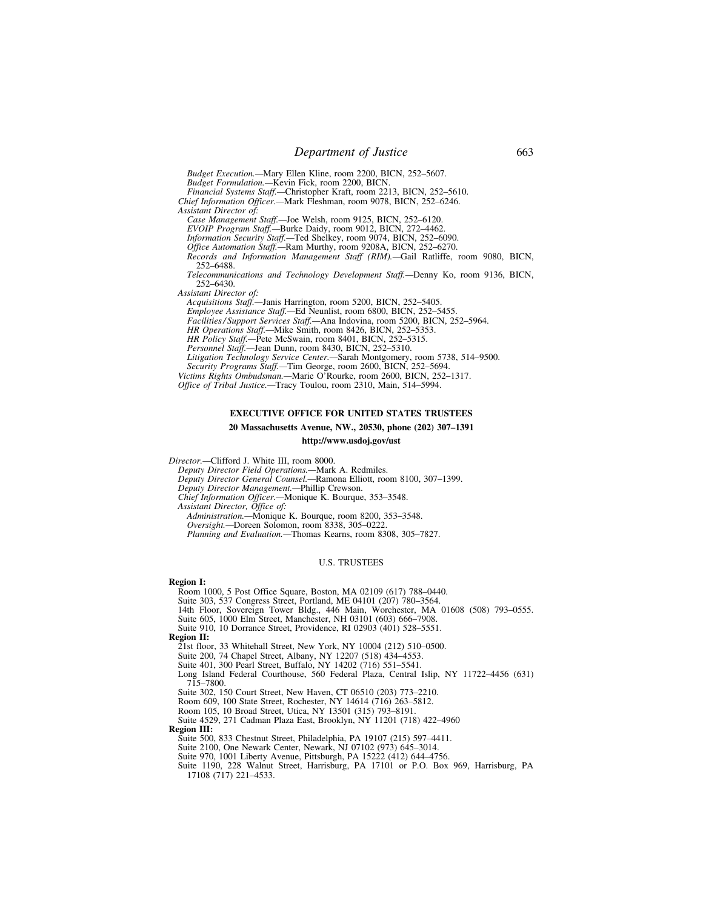*Budget Execution.*—Mary Ellen Kline, room 2200, BICN, 252–5607.
*Budget Formulation.*—Kevin Fick, room 2200, BICN.
*Financial Systems Staff.*—Christopher Kraft, room 2213, BICN, 252–5610.
*Chief Information Officer.*—Mark Fleshman, room 9078, BICN, 252–6246.
*Assistant Director of:*
*Case Management Staff.*—Joe Welsh, room 9125, BICN, 252–6120.
*EVOIP Program Staff.*—Burke Daidy, room 9012, BICN, 272–4462.
*Information Security Staff.*—Ted Shelkey, room 9074, BICN, 252–6090.
*Office Automation Staff.*—Ram Murthy, room 9208A, BICN, 252–6270.
*Records and Information Management Staff (RIM).*—Gail Ratliffe, room 9080, BICN, 252–6488.
*Telecommunications and Technology Development Staff.*—Denny Ko, room 9136, BICN, 252–6430.
*Assistant Director of:*
*Acquisitions Staff.*—Janis Harrington, room 5200, BICN, 252–5405.
*Employee Assistance Staff.*—Ed Neunlist, room 6800, BICN, 252–5455.
*Facilities/Support Services Staff.*—Ana Indovina, room 5200, BICN, 252–5964.
*HR Operations Staff.*—Mike Smith, room 8426, BICN, 252–5353.
*HR Policy Staff.*—Pete McSwain, room 8401, BICN, 252–5315.
*Personnel Staff.*—Jean Dunn, room 8430, BICN, 252–5310.
*Litigation Technology Service Center.*—Sarah Montgomery, room 5738, 514–9500.
*Security Programs Staff.*—Tim George, room 2600, BICN, 252–5694.
*Victims Rights Ombudsman.*—Marie O'Rourke, room 2600, BICN, 252–1317.
*Office of Tribal Justice.*—Tracy Toulou, room 2310, Main, 514–5994.

## EXECUTIVE OFFICE FOR UNITED STATES TRUSTEES

**20 Massachusetts Avenue, NW., 20530, phone (202) 307–1391**

**http://www.usdoj.gov/ust**

*Director.*—Clifford J. White III, room 8000.
*Deputy Director Field Operations.*—Mark A. Redmiles.
*Deputy Director General Counsel.*—Ramona Elliott, room 8100, 307–1399.
*Deputy Director Management.*—Phillip Crewson.
*Chief Information Officer.*—Monique K. Bourque, 353–3548.
*Assistant Director, Office of:*
*Administration.*—Monique K. Bourque, room 8200, 353–3548.
*Oversight.*—Doreen Solomon, room 8338, 305–0222.
*Planning and Evaluation.*—Thomas Kearns, room 8308, 305–7827.

### U.S. TRUSTEES

**Region I:**
Room 1000, 5 Post Office Square, Boston, MA 02109 (617) 788–0440.
Suite 303, 537 Congress Street, Portland, ME 04101 (207) 780–3564.
14th Floor, Sovereign Tower Bldg., 446 Main, Worchester, MA 01608 (508) 793–0555.
Suite 605, 1000 Elm Street, Manchester, NH 03101 (603) 666–7908.
Suite 910, 10 Dorrance Street, Providence, RI 02903 (401) 528–5551.

**Region II:**
21st floor, 33 Whitehall Street, New York, NY 10004 (212) 510–0500.
Suite 200, 74 Chapel Street, Albany, NY 12207 (518) 434–4553.
Suite 401, 300 Pearl Street, Buffalo, NY 14202 (716) 551–5541.
Long Island Federal Courthouse, 560 Federal Plaza, Central Islip, NY 11722–4456 (631) 715–7800.
Suite 302, 150 Court Street, New Haven, CT 06510 (203) 773–2210.
Room 609, 100 State Street, Rochester, NY 14614 (716) 263–5812.
Room 105, 10 Broad Street, Utica, NY 13501 (315) 793–8191.
Suite 4529, 271 Cadman Plaza East, Brooklyn, NY 11201 (718) 422–4960

**Region III:**
Suite 500, 833 Chestnut Street, Philadelphia, PA 19107 (215) 597–4411.
Suite 2100, One Newark Center, Newark, NJ 07102 (973) 645–3014.
Suite 970, 1001 Liberty Avenue, Pittsburgh, PA 15222 (412) 644–4756.
Suite 1190, 228 Walnut Street, Harrisburg, PA 17101 or P.O. Box 969, Harrisburg, PA 17108 (717) 221–4533.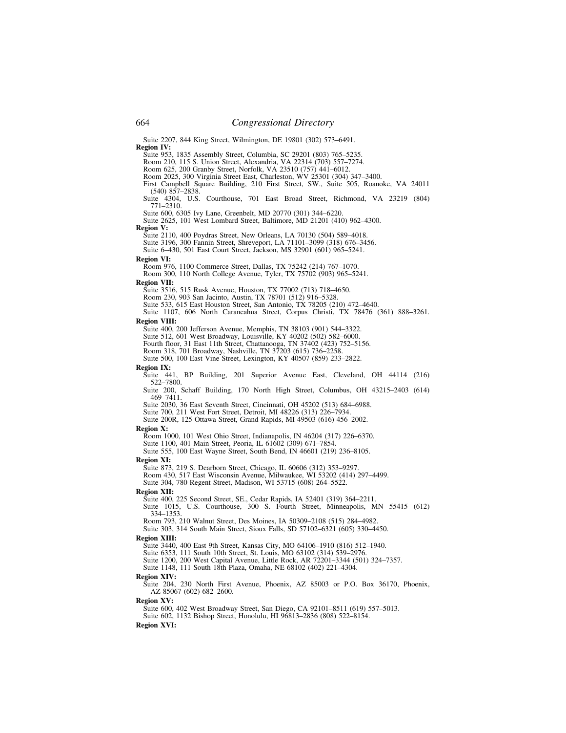Suite 2207, 844 King Street, Wilmington, DE 19801 (302) 573–6491.

**Region IV:**

Suite 953, 1835 Assembly Street, Columbia, SC 29201 (803) 765–5235.

Room 210, 115 S. Union Street, Alexandria, VA 22314 (703) 557–7274.

Room 625, 200 Granby Street, Norfolk, VA 23510 (757) 441–6012.

Room 2025, 300 Virginia Street East, Charleston, WV 25301 (304) 347–3400.

First Campbell Square Building, 210 First Street, SW., Suite 505, Roanoke, VA 24011 (540) 857–2838.

Suite 4304, U.S. Courthouse, 701 East Broad Street, Richmond, VA 23219 (804) 771–2310.

Suite 600, 6305 Ivy Lane, Greenbelt, MD 20770 (301) 344–6220.

Suite 2625, 101 West Lombard Street, Baltimore, MD 21201 (410) 962–4300.

**Region V:**

Suite 2110, 400 Poydras Street, New Orleans, LA 70130 (504) 589–4018.

Suite 3196, 300 Fannin Street, Shreveport, LA 71101–3099 (318) 676–3456.

Suite 6–430, 501 East Court Street, Jackson, MS 32901 (601) 965–5241.

**Region VI:**

Room 976, 1100 Commerce Street, Dallas, TX 75242 (214) 767–1070.

Room 300, 110 North College Avenue, Tyler, TX 75702 (903) 965–5241.

**Region VII:**

Suite 3516, 515 Rusk Avenue, Houston, TX 77002 (713) 718–4650.

Room 230, 903 San Jacinto, Austin, TX 78701 (512) 916–5328.

Suite 533, 615 East Houston Street, San Antonio, TX 78205 (210) 472–4640.

Suite 1107, 606 North Carancahua Street, Corpus Christi, TX 78476 (361) 888–3261.

**Region VIII:**

Suite 400, 200 Jefferson Avenue, Memphis, TN 38103 (901) 544–3322.

Suite 512, 601 West Broadway, Louisville, KY 40202 (502) 582–6000.

Fourth floor, 31 East 11th Street, Chattanooga, TN 37402 (423) 752–5156.

Room 318, 701 Broadway, Nashville, TN 37203 (615) 736–2258.

Suite 500, 100 East Vine Street, Lexington, KY 40507 (859) 233–2822.

**Region IX:**

Suite 441, BP Building, 201 Superior Avenue East, Cleveland, OH 44114 (216) 522–7800.

Suite 200, Schaff Building, 170 North High Street, Columbus, OH 43215–2403 (614) 469–7411.

Suite 2030, 36 East Seventh Street, Cincinnati, OH 45202 (513) 684–6988.

Suite 700, 211 West Fort Street, Detroit, MI 48226 (313) 226–7934.

Suite 200R, 125 Ottawa Street, Grand Rapids, MI 49503 (616) 456–2002.

**Region X:**

Room 1000, 101 West Ohio Street, Indianapolis, IN 46204 (317) 226–6370.

Suite 1100, 401 Main Street, Peoria, IL 61602 (309) 671–7854.

Suite 555, 100 East Wayne Street, South Bend, IN 46601 (219) 236–8105.

**Region XI:**

Suite 873, 219 S. Dearborn Street, Chicago, IL 60606 (312) 353–9297.

Room 430, 517 East Wisconsin Avenue, Milwaukee, WI 53202 (414) 297–4499.

Suite 304, 780 Regent Street, Madison, WI 53715 (608) 264–5522.

**Region XII:**

Suite 400, 225 Second Street, SE., Cedar Rapids, IA 52401 (319) 364–2211.

Suite 1015, U.S. Courthouse, 300 S. Fourth Street, Minneapolis, MN 55415 (612) 334–1353.

Room 793, 210 Walnut Street, Des Moines, IA 50309–2108 (515) 284–4982.

Suite 303, 314 South Main Street, Sioux Falls, SD 57102–6321 (605) 330–4450.

**Region XIII:**

Suite 3440, 400 East 9th Street, Kansas City, MO 64106–1910 (816) 512–1940.

Suite 6353, 111 South 10th Street, St. Louis, MO 63102 (314) 539–2976.

Suite 1200, 200 West Capital Avenue, Little Rock, AR 72201–3344 (501) 324–7357.

Suite 1148, 111 South 18th Plaza, Omaha, NE 68102 (402) 221–4304.

**Region XIV:**

Suite 204, 230 North First Avenue, Phoenix, AZ 85003 or P.O. Box 36170, Phoenix, AZ 85067 (602) 682–2600.

**Region XV:**

Suite 600, 402 West Broadway Street, San Diego, CA 92101–8511 (619) 557–5013.

Suite 602, 1132 Bishop Street, Honolulu, HI 96813–2836 (808) 522–8154.

**Region XVI:**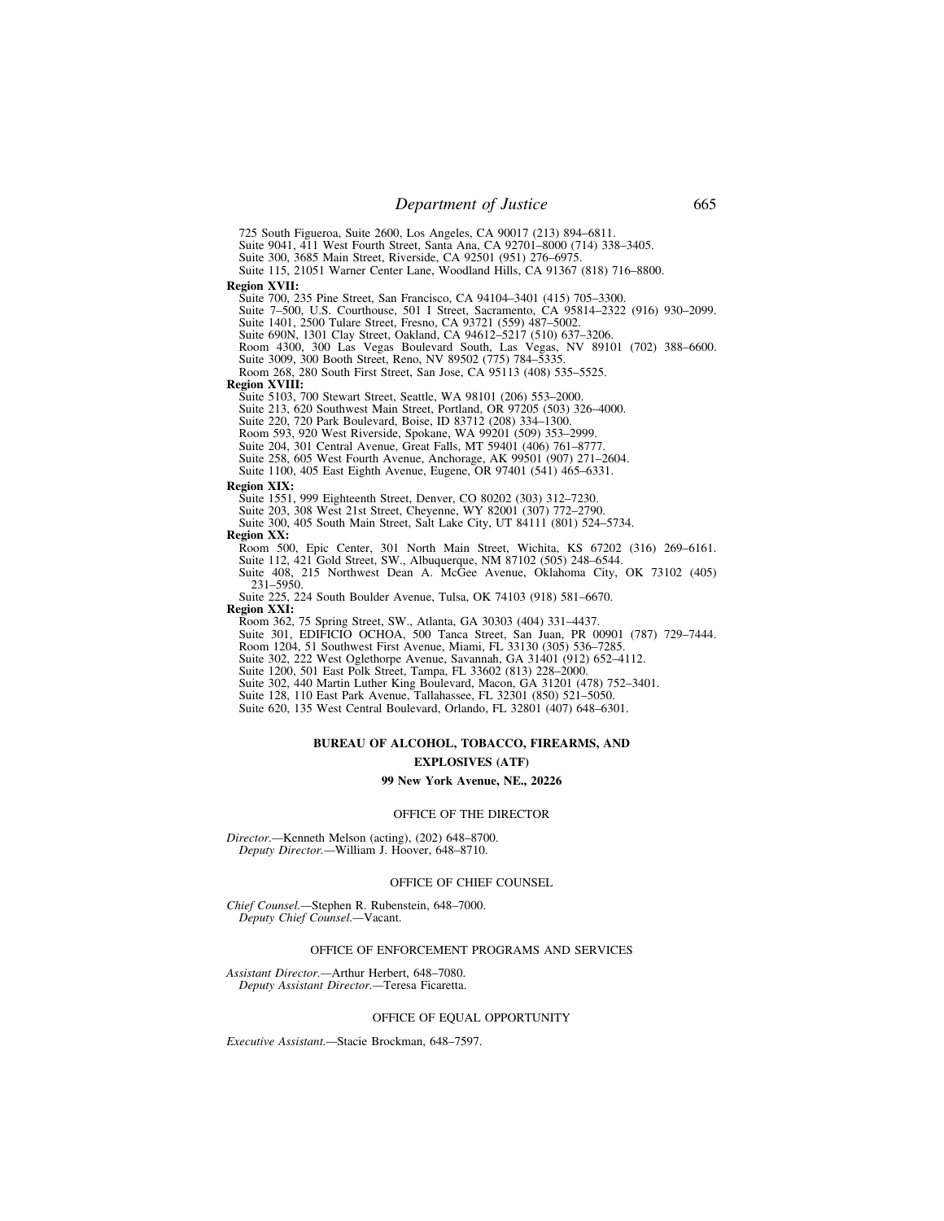725 South Figueroa, Suite 2600, Los Angeles, CA 90017 (213) 894–6811.
Suite 9041, 411 West Fourth Street, Santa Ana, CA 92701–8000 (714) 338–3405.
Suite 300, 3685 Main Street, Riverside, CA 92501 (951) 276–6975.
Suite 115, 21051 Warner Center Lane, Woodland Hills, CA 91367 (818) 716–8800.

**Region XVII:**
Suite 700, 235 Pine Street, San Francisco, CA 94104–3401 (415) 705–3300.
Suite 7–500, U.S. Courthouse, 501 I Street, Sacramento, CA 95814–2322 (916) 930–2099.
Suite 1401, 2500 Tulare Street, Fresno, CA 93721 (559) 487–5002.
Suite 690N, 1301 Clay Street, Oakland, CA 94612–5217 (510) 637–3206.
Room 4300, 300 Las Vegas Boulevard South, Las Vegas, NV 89101 (702) 388–6600.
Suite 3009, 300 Booth Street, Reno, NV 89502 (775) 784–5335.
Room 268, 280 South First Street, San Jose, CA 95113 (408) 535–5525.

**Region XVIII:**
Suite 5103, 700 Stewart Street, Seattle, WA 98101 (206) 553–2000.
Suite 213, 620 Southwest Main Street, Portland, OR 97205 (503) 326–4000.
Suite 220, 720 Park Boulevard, Boise, ID 83712 (208) 334–1300.
Room 593, 920 West Riverside, Spokane, WA 99201 (509) 353–2999.
Suite 204, 301 Central Avenue, Great Falls, MT 59401 (406) 761–8777.
Suite 258, 605 West Fourth Avenue, Anchorage, AK 99501 (907) 271–2604.
Suite 1100, 405 East Eighth Avenue, Eugene, OR 97401 (541) 465–6331.

**Region XIX:**
Suite 1551, 999 Eighteenth Street, Denver, CO 80202 (303) 312–7230.
Suite 203, 308 West 21st Street, Cheyenne, WY 82001 (307) 772–2790.
Suite 300, 405 South Main Street, Salt Lake City, UT 84111 (801) 524–5734.

**Region XX:**
Room 500, Epic Center, 301 North Main Street, Wichita, KS 67202 (316) 269–6161.
Suite 112, 421 Gold Street, SW., Albuquerque, NM 87102 (505) 248–6544.
Suite 408, 215 Northwest Dean A. McGee Avenue, Oklahoma City, OK 73102 (405) 231–5950.
Suite 225, 224 South Boulder Avenue, Tulsa, OK 74103 (918) 581–6670.

**Region XXI:**
Room 362, 75 Spring Street, SW., Atlanta, GA 30303 (404) 331–4437.
Suite 301, EDIFICIO OCHOA, 500 Tanca Street, San Juan, PR 00901 (787) 729–7444.
Room 1204, 51 Southwest First Avenue, Miami, FL 33130 (305) 536–7285.
Suite 302, 222 West Oglethorpe Avenue, Savannah, GA 31401 (912) 652–4112.
Suite 1200, 501 East Polk Street, Tampa, FL 33602 (813) 228–2000.
Suite 302, 440 Martin Luther King Boulevard, Macon, GA 31201 (478) 752–3401.
Suite 128, 110 East Park Avenue, Tallahassee, FL 32301 (850) 521–5050.
Suite 620, 135 West Central Boulevard, Orlando, FL 32801 (407) 648–6301.

## BUREAU OF ALCOHOL, TOBACCO, FIREARMS, AND EXPLOSIVES (ATF)

**99 New York Avenue, NE., 20226**

### OFFICE OF THE DIRECTOR

*Director.*—Kenneth Melson (acting), (202) 648–8700.
*Deputy Director.*—William J. Hoover, 648–8710.

### OFFICE OF CHIEF COUNSEL

*Chief Counsel.*—Stephen R. Rubenstein, 648–7000.
*Deputy Chief Counsel.*—Vacant.

### OFFICE OF ENFORCEMENT PROGRAMS AND SERVICES

*Assistant Director.*—Arthur Herbert, 648–7080.
*Deputy Assistant Director.*—Teresa Ficaretta.

### OFFICE OF EQUAL OPPORTUNITY

*Executive Assistant.*—Stacie Brockman, 648–7597.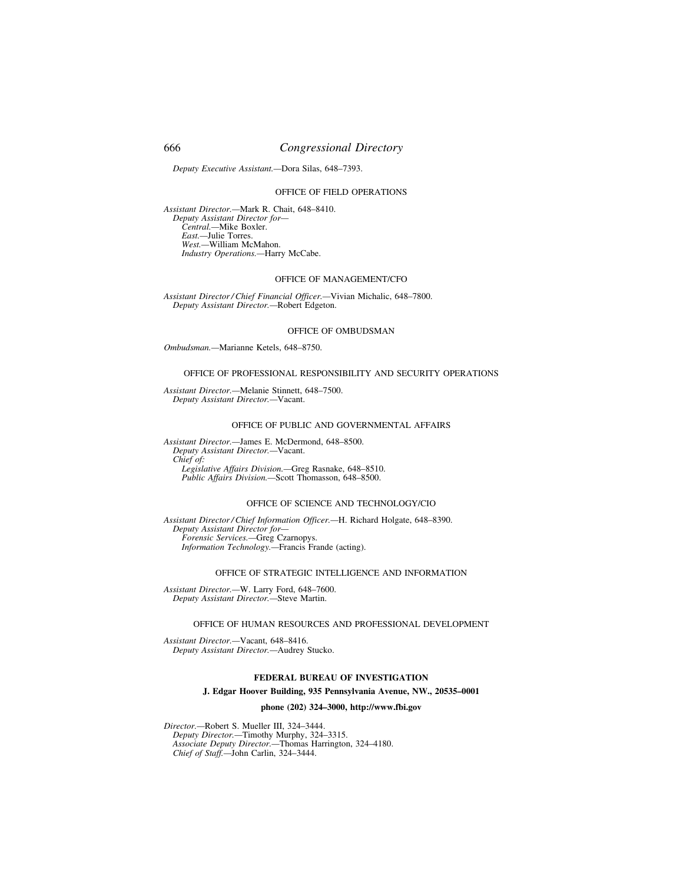*Deputy Executive Assistant.*—Dora Silas, 648–7393.

## OFFICE OF FIELD OPERATIONS

*Assistant Director.*—Mark R. Chait, 648–8410.
*Deputy Assistant Director for—*
*Central.*—Mike Boxler.
*East.*—Julie Torres.
*West.*—William McMahon.
*Industry Operations.*—Harry McCabe.

## OFFICE OF MANAGEMENT/CFO

*Assistant Director / Chief Financial Officer.*—Vivian Michalic, 648–7800.
*Deputy Assistant Director.*—Robert Edgeton.

## OFFICE OF OMBUDSMAN

*Ombudsman.*—Marianne Ketels, 648–8750.

## OFFICE OF PROFESSIONAL RESPONSIBILITY AND SECURITY OPERATIONS

*Assistant Director.*—Melanie Stinnett, 648–7500.
*Deputy Assistant Director.*—Vacant.

## OFFICE OF PUBLIC AND GOVERNMENTAL AFFAIRS

*Assistant Director.*—James E. McDermond, 648–8500.
*Deputy Assistant Director.*—Vacant.
*Chief of:*
*Legislative Affairs Division.*—Greg Rasnake, 648–8510.
*Public Affairs Division.*—Scott Thomasson, 648–8500.

## OFFICE OF SCIENCE AND TECHNOLOGY/CIO

*Assistant Director / Chief Information Officer.*—H. Richard Holgate, 648–8390.
*Deputy Assistant Director for—*
*Forensic Services.*—Greg Czarnopys.
*Information Technology.*—Francis Frande (acting).

## OFFICE OF STRATEGIC INTELLIGENCE AND INFORMATION

*Assistant Director.*—W. Larry Ford, 648–7600.
*Deputy Assistant Director.*—Steve Martin.

## OFFICE OF HUMAN RESOURCES AND PROFESSIONAL DEVELOPMENT

*Assistant Director.*—Vacant, 648–8416.
*Deputy Assistant Director.*—Audrey Stucko.

# FEDERAL BUREAU OF INVESTIGATION

**J. Edgar Hoover Building, 935 Pennsylvania Avenue, NW., 20535–0001**

**phone (202) 324–3000, http://www.fbi.gov**

*Director.*—Robert S. Mueller III, 324–3444.
*Deputy Director.*—Timothy Murphy, 324–3315.
*Associate Deputy Director.*—Thomas Harrington, 324–4180.
*Chief of Staff.*—John Carlin, 324–3444.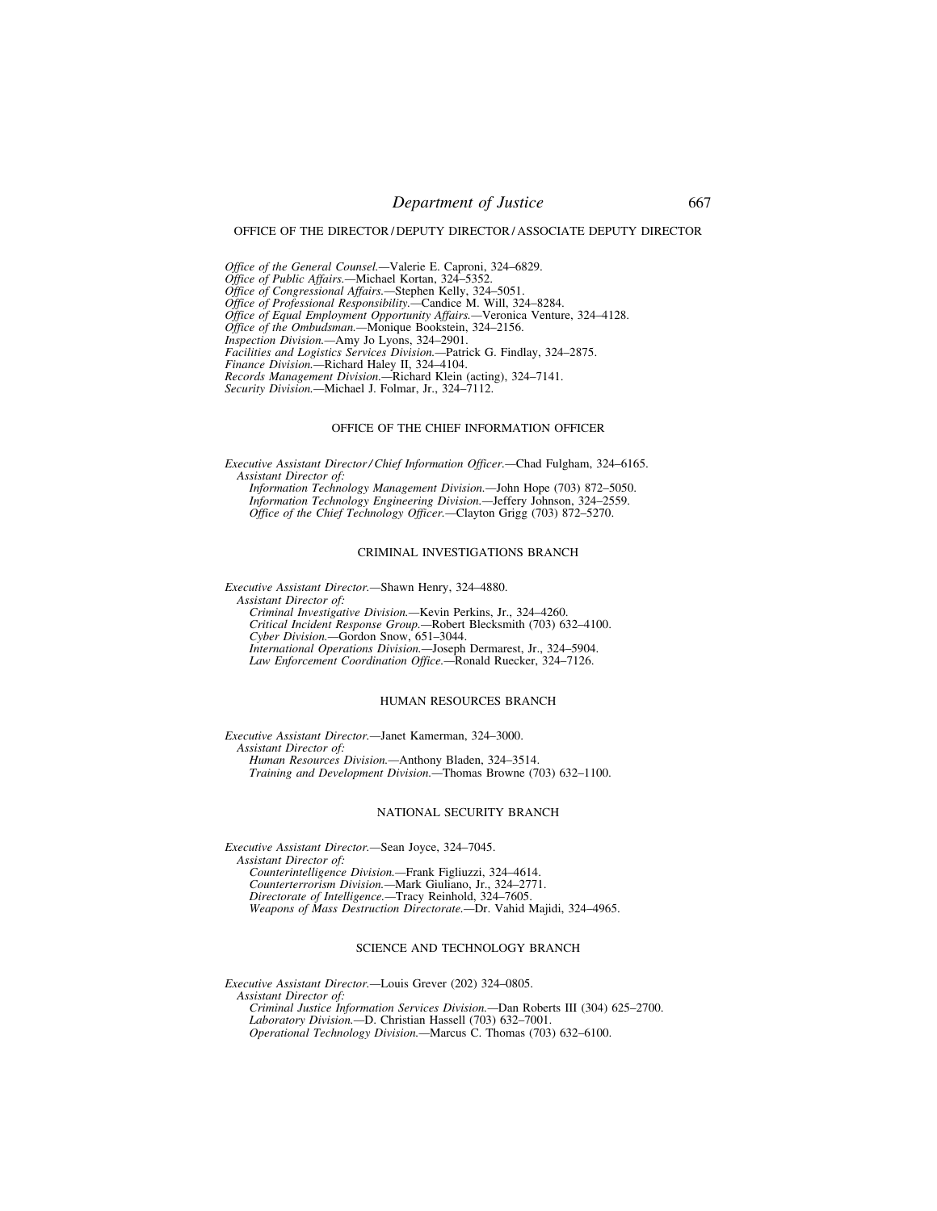## OFFICE OF THE DIRECTOR / DEPUTY DIRECTOR / ASSOCIATE DEPUTY DIRECTOR

*Office of the General Counsel.*—Valerie E. Caproni, 324–6829.
*Office of Public Affairs.*—Michael Kortan, 324–5352.
*Office of Congressional Affairs.*—Stephen Kelly, 324–5051.
*Office of Professional Responsibility.*—Candice M. Will, 324–8284.
*Office of Equal Employment Opportunity Affairs.*—Veronica Venture, 324–4128.
*Office of the Ombudsman.*—Monique Bookstein, 324–2156.
*Inspection Division.*—Amy Jo Lyons, 324–2901.
*Facilities and Logistics Services Division.*—Patrick G. Findlay, 324–2875.
*Finance Division.*—Richard Haley II, 324–4104.
*Records Management Division.*—Richard Klein (acting), 324–7141.
*Security Division.*—Michael J. Folmar, Jr., 324–7112.

## OFFICE OF THE CHIEF INFORMATION OFFICER

*Executive Assistant Director / Chief Information Officer.*—Chad Fulgham, 324–6165.
*Assistant Director of:*
*Information Technology Management Division.*—John Hope (703) 872–5050.
*Information Technology Engineering Division.*—Jeffery Johnson, 324–2559.
*Office of the Chief Technology Officer.*—Clayton Grigg (703) 872–5270.

## CRIMINAL INVESTIGATIONS BRANCH

*Executive Assistant Director.*—Shawn Henry, 324–4880.
*Assistant Director of:*
*Criminal Investigative Division.*—Kevin Perkins, Jr., 324–4260.
*Critical Incident Response Group.*—Robert Blecksmith (703) 632–4100.
*Cyber Division.*—Gordon Snow, 651–3044.
*International Operations Division.*—Joseph Dermarest, Jr., 324–5904.
*Law Enforcement Coordination Office.*—Ronald Ruecker, 324–7126.

## HUMAN RESOURCES BRANCH

*Executive Assistant Director.*—Janet Kamerman, 324–3000.
*Assistant Director of:*
*Human Resources Division.*—Anthony Bladen, 324–3514.
*Training and Development Division.*—Thomas Browne (703) 632–1100.

## NATIONAL SECURITY BRANCH

*Executive Assistant Director.*—Sean Joyce, 324–7045.
*Assistant Director of:*
*Counterintelligence Division.*—Frank Figliuzzi, 324–4614.
*Counterterrorism Division.*—Mark Giuliano, Jr., 324–2771.
*Directorate of Intelligence.*—Tracy Reinhold, 324–7605.
*Weapons of Mass Destruction Directorate.*—Dr. Vahid Majidi, 324–4965.

## SCIENCE AND TECHNOLOGY BRANCH

*Executive Assistant Director.*—Louis Grever (202) 324–0805.
*Assistant Director of:*
*Criminal Justice Information Services Division.*—Dan Roberts III (304) 625–2700.
*Laboratory Division.*—D. Christian Hassell (703) 632–7001.
*Operational Technology Division.*—Marcus C. Thomas (703) 632–6100.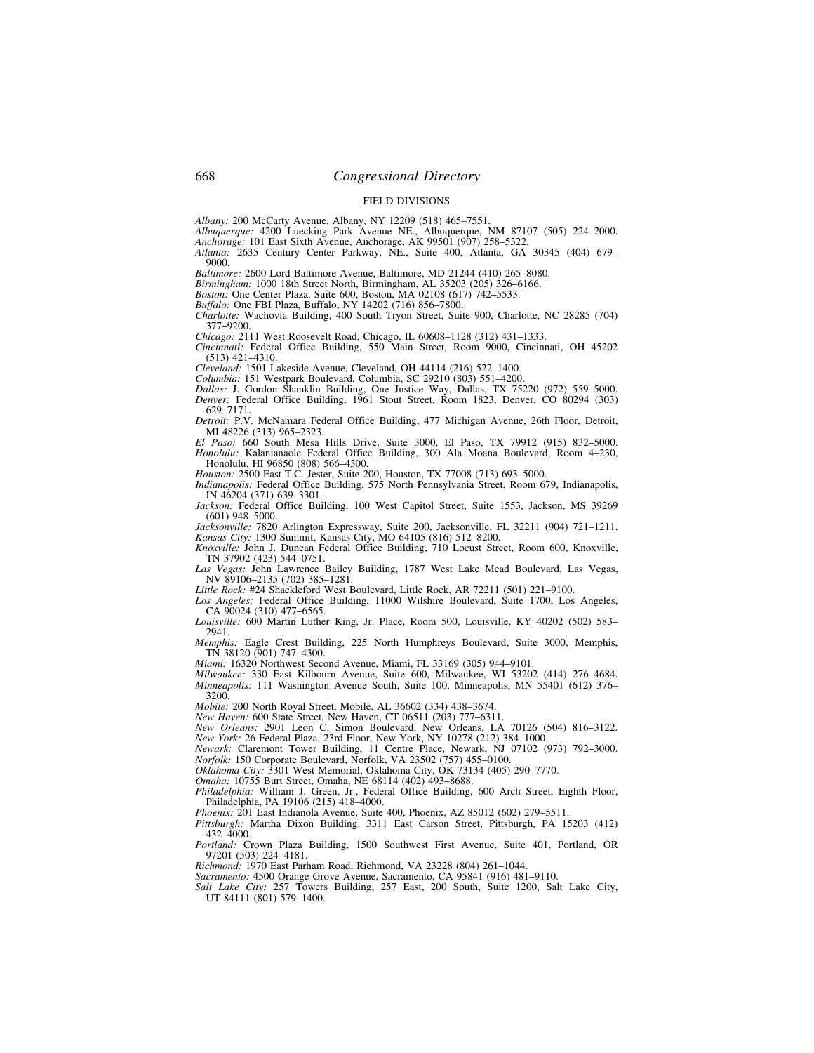FIELD DIVISIONS

*Albany:* 200 McCarty Avenue, Albany, NY 12209 (518) 465–7551.

*Albuquerque:* 4200 Luecking Park Avenue NE., Albuquerque, NM 87107 (505) 224–2000.

*Anchorage:* 101 East Sixth Avenue, Anchorage, AK 99501 (907) 258–5322.

*Atlanta:* 2635 Century Center Parkway, NE., Suite 400, Atlanta, GA 30345 (404) 679–9000.

*Baltimore:* 2600 Lord Baltimore Avenue, Baltimore, MD 21244 (410) 265–8080.

*Birmingham:* 1000 18th Street North, Birmingham, AL 35203 (205) 326–6166.

*Boston:* One Center Plaza, Suite 600, Boston, MA 02108 (617) 742–5533.

*Buffalo:* One FBI Plaza, Buffalo, NY 14202 (716) 856–7800.

*Charlotte:* Wachovia Building, 400 South Tryon Street, Suite 900, Charlotte, NC 28285 (704) 377–9200.

*Chicago:* 2111 West Roosevelt Road, Chicago, IL 60608–1128 (312) 431–1333.

*Cincinnati:* Federal Office Building, 550 Main Street, Room 9000, Cincinnati, OH 45202 (513) 421–4310.

*Cleveland:* 1501 Lakeside Avenue, Cleveland, OH 44114 (216) 522–1400.

*Columbia:* 151 Westpark Boulevard, Columbia, SC 29210 (803) 551–4200.

*Dallas:* J. Gordon Shanklin Building, One Justice Way, Dallas, TX 75220 (972) 559–5000.

*Denver:* Federal Office Building, 1961 Stout Street, Room 1823, Denver, CO 80294 (303) 629–7171.

*Detroit:* P.V. McNamara Federal Office Building, 477 Michigan Avenue, 26th Floor, Detroit, MI 48226 (313) 965–2323.

*El Paso:* 660 South Mesa Hills Drive, Suite 3000, El Paso, TX 79912 (915) 832–5000.

*Honolulu:* Kalanianaole Federal Office Building, 300 Ala Moana Boulevard, Room 4–230, Honolulu, HI 96850 (808) 566–4300.

*Houston:* 2500 East T.C. Jester, Suite 200, Houston, TX 77008 (713) 693–5000.

*Indianapolis:* Federal Office Building, 575 North Pennsylvania Street, Room 679, Indianapolis, IN 46204 (371) 639–3301.

*Jackson:* Federal Office Building, 100 West Capitol Street, Suite 1553, Jackson, MS 39269 (601) 948–5000.

*Jacksonville:* 7820 Arlington Expressway, Suite 200, Jacksonville, FL 32211 (904) 721–1211.

*Kansas City:* 1300 Summit, Kansas City, MO 64105 (816) 512–8200.

*Knoxville:* John J. Duncan Federal Office Building, 710 Locust Street, Room 600, Knoxville, TN 37902 (423) 544–0751.

*Las Vegas:* John Lawrence Bailey Building, 1787 West Lake Mead Boulevard, Las Vegas, NV 89106–2135 (702) 385–1281.

*Little Rock:* #24 Shackleford West Boulevard, Little Rock, AR 72211 (501) 221–9100.

*Los Angeles:* Federal Office Building, 11000 Wilshire Boulevard, Suite 1700, Los Angeles, CA 90024 (310) 477–6565.

*Louisville:* 600 Martin Luther King, Jr. Place, Room 500, Louisville, KY 40202 (502) 583–2941.

*Memphis:* Eagle Crest Building, 225 North Humphreys Boulevard, Suite 3000, Memphis, TN 38120 (901) 747–4300.

*Miami:* 16320 Northwest Second Avenue, Miami, FL 33169 (305) 944–9101.

*Milwaukee:* 330 East Kilbourn Avenue, Suite 600, Milwaukee, WI 53202 (414) 276–4684.

*Minneapolis:* 111 Washington Avenue South, Suite 100, Minneapolis, MN 55401 (612) 376–3200.

*Mobile:* 200 North Royal Street, Mobile, AL 36602 (334) 438–3674.

*New Haven:* 600 State Street, New Haven, CT 06511 (203) 777–6311.

*New Orleans:* 2901 Leon C. Simon Boulevard, New Orleans, LA 70126 (504) 816–3122.

*New York:* 26 Federal Plaza, 23rd Floor, New York, NY 10278 (212) 384–1000.

*Newark:* Claremont Tower Building, 11 Centre Place, Newark, NJ 07102 (973) 792–3000.

*Norfolk:* 150 Corporate Boulevard, Norfolk, VA 23502 (757) 455–0100.

*Oklahoma City:* 3301 West Memorial, Oklahoma City, OK 73134 (405) 290–7770.

*Omaha:* 10755 Burt Street, Omaha, NE 68114 (402) 493–8688.

*Philadelphia:* William J. Green, Jr., Federal Office Building, 600 Arch Street, Eighth Floor, Philadelphia, PA 19106 (215) 418–4000.

*Phoenix:* 201 East Indianola Avenue, Suite 400, Phoenix, AZ 85012 (602) 279–5511.

*Pittsburgh:* Martha Dixon Building, 3311 East Carson Street, Pittsburgh, PA 15203 (412) 432–4000.

*Portland:* Crown Plaza Building, 1500 Southwest First Avenue, Suite 401, Portland, OR 97201 (503) 224–4181.

*Richmond:* 1970 East Parham Road, Richmond, VA 23228 (804) 261–1044.

*Sacramento:* 4500 Orange Grove Avenue, Sacramento, CA 95841 (916) 481–9110.

*Salt Lake City:* 257 Towers Building, 257 East, 200 South, Suite 1200, Salt Lake City, UT 84111 (801) 579–1400.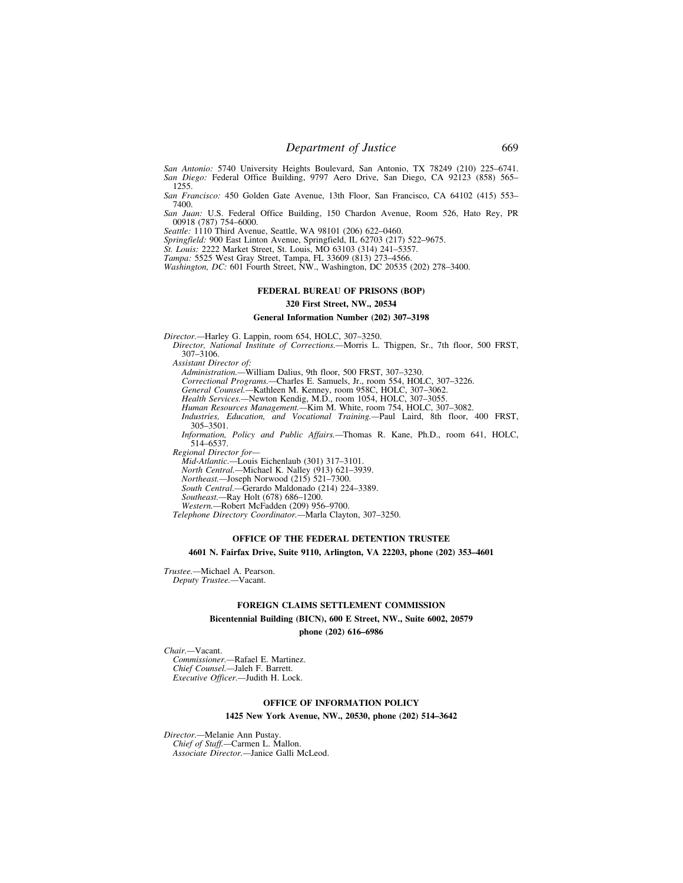*San Antonio:* 5740 University Heights Boulevard, San Antonio, TX 78249 (210) 225–6741.

*San Diego:* Federal Office Building, 9797 Aero Drive, San Diego, CA 92123 (858) 565–1255.

*San Francisco:* 450 Golden Gate Avenue, 13th Floor, San Francisco, CA 64102 (415) 553–7400.

*San Juan:* U.S. Federal Office Building, 150 Chardon Avenue, Room 526, Hato Rey, PR 00918 (787) 754–6000.

*Seattle:* 1110 Third Avenue, Seattle, WA 98101 (206) 622–0460.

*Springfield:* 900 East Linton Avenue, Springfield, IL 62703 (217) 522–9675.

*St. Louis:* 2222 Market Street, St. Louis, MO 63103 (314) 241–5357.

*Tampa:* 5525 West Gray Street, Tampa, FL 33609 (813) 273–4566.

*Washington, DC:* 601 Fourth Street, NW., Washington, DC 20535 (202) 278–3400.

## FEDERAL BUREAU OF PRISONS (BOP)

**320 First Street, NW., 20534**

**General Information Number (202) 307–3198**

*Director.*—Harley G. Lappin, room 654, HOLC, 307–3250.

*Director, National Institute of Corrections.*—Morris L. Thigpen, Sr., 7th floor, 500 FRST, 307–3106.

*Assistant Director of:*

*Administration.*—William Dalius, 9th floor, 500 FRST, 307–3230.

*Correctional Programs.*—Charles E. Samuels, Jr., room 554, HOLC, 307–3226.

*General Counsel.*—Kathleen M. Kenney, room 958C, HOLC, 307–3062.

*Health Services.*—Newton Kendig, M.D., room 1054, HOLC, 307–3055.

*Human Resources Management.*—Kim M. White, room 754, HOLC, 307–3082.

*Industries, Education, and Vocational Training.*—Paul Laird, 8th floor, 400 FRST, 305–3501.

*Information, Policy and Public Affairs.*—Thomas R. Kane, Ph.D., room 641, HOLC, 514–6537.

*Regional Director for—*

*Mid-Atlantic.*—Louis Eichenlaub (301) 317–3101.

*North Central.*—Michael K. Nalley (913) 621–3939.

*Northeast.*—Joseph Norwood (215) 521–7300.

*South Central.*—Gerardo Maldonado (214) 224–3389.

*Southeast.*—Ray Holt (678) 686–1200.

*Western.*—Robert McFadden (209) 956–9700.

*Telephone Directory Coordinator.*—Marla Clayton, 307–3250.

## OFFICE OF THE FEDERAL DETENTION TRUSTEE

**4601 N. Fairfax Drive, Suite 9110, Arlington, VA 22203, phone (202) 353–4601**

*Trustee.*—Michael A. Pearson.

*Deputy Trustee.*—Vacant.

## FOREIGN CLAIMS SETTLEMENT COMMISSION

**Bicentennial Building (BICN), 600 E Street, NW., Suite 6002, 20579**

**phone (202) 616–6986**

*Chair.*—Vacant.

*Commissioner.*—Rafael E. Martinez.

*Chief Counsel.*—Jaleh F. Barrett.

*Executive Officer.*—Judith H. Lock.

## OFFICE OF INFORMATION POLICY

**1425 New York Avenue, NW., 20530, phone (202) 514–3642**

*Director.*—Melanie Ann Pustay.

*Chief of Staff.*—Carmen L. Mallon.

*Associate Director.*—Janice Galli McLeod.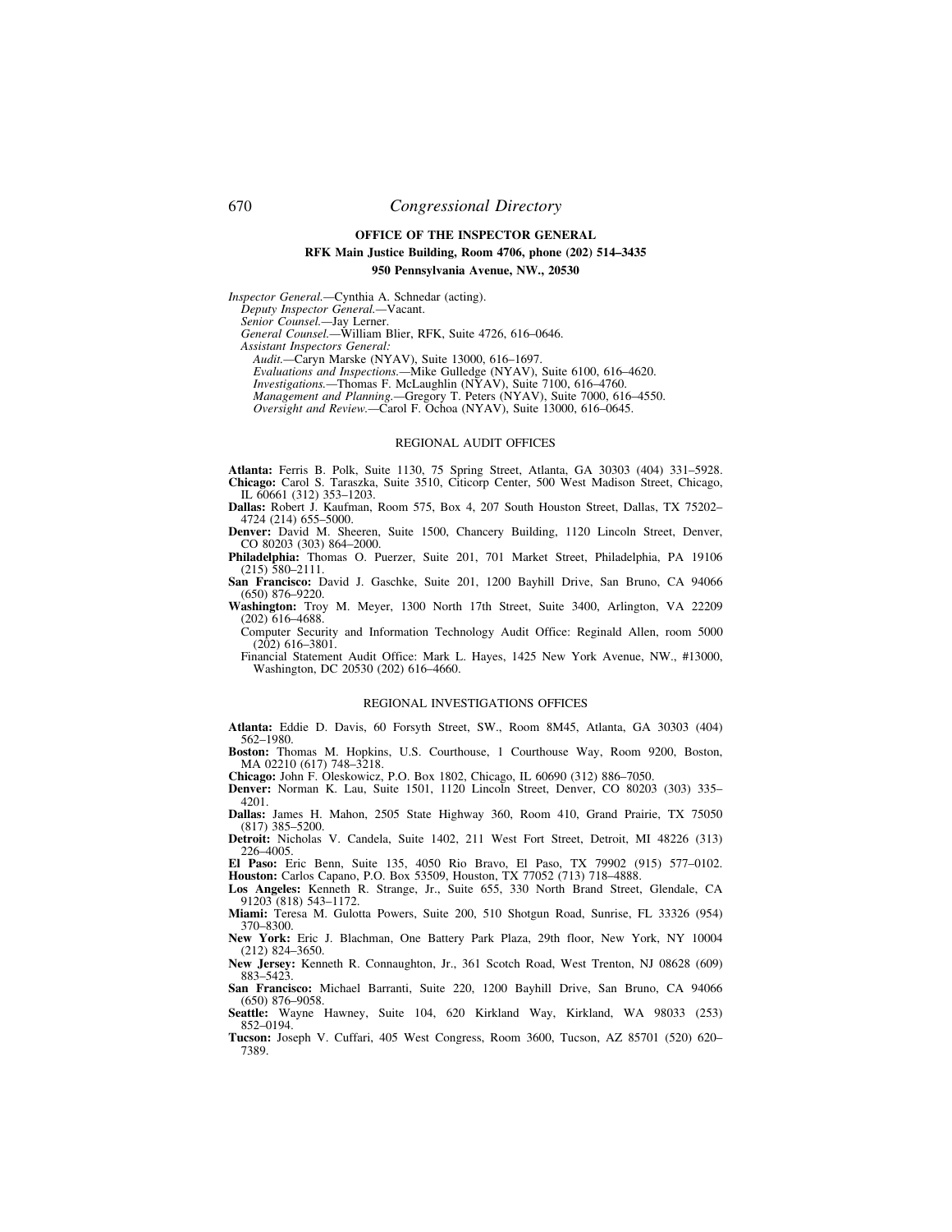## OFFICE OF THE INSPECTOR GENERAL

**RFK Main Justice Building, Room 4706, phone (202) 514–3435**

**950 Pennsylvania Avenue, NW., 20530**

*Inspector General.*—Cynthia A. Schnedar (acting).

*Deputy Inspector General.*—Vacant.

*Senior Counsel.*—Jay Lerner.

*General Counsel.*—William Blier, RFK, Suite 4726, 616–0646.

*Assistant Inspectors General:*

*Audit.*—Caryn Marske (NYAV), Suite 13000, 616–1697.

*Evaluations and Inspections.*—Mike Gulledge (NYAV), Suite 6100, 616–4620.

*Investigations.*—Thomas F. McLaughlin (NYAV), Suite 7100, 616–4760.

*Management and Planning.*—Gregory T. Peters (NYAV), Suite 7000, 616–4550.

*Oversight and Review.*—Carol F. Ochoa (NYAV), Suite 13000, 616–0645.

### REGIONAL AUDIT OFFICES

**Atlanta:** Ferris B. Polk, Suite 1130, 75 Spring Street, Atlanta, GA 30303 (404) 331–5928.

**Chicago:** Carol S. Taraszka, Suite 3510, Citicorp Center, 500 West Madison Street, Chicago, IL 60661 (312) 353–1203.

**Dallas:** Robert J. Kaufman, Room 575, Box 4, 207 South Houston Street, Dallas, TX 75202–4724 (214) 655–5000.

**Denver:** David M. Sheeren, Suite 1500, Chancery Building, 1120 Lincoln Street, Denver, CO 80203 (303) 864–2000.

**Philadelphia:** Thomas O. Puerzer, Suite 201, 701 Market Street, Philadelphia, PA 19106 (215) 580–2111.

**San Francisco:** David J. Gaschke, Suite 201, 1200 Bayhill Drive, San Bruno, CA 94066 (650) 876–9220.

**Washington:** Troy M. Meyer, 1300 North 17th Street, Suite 3400, Arlington, VA 22209 (202) 616–4688.

Computer Security and Information Technology Audit Office: Reginald Allen, room 5000 (202) 616–3801.

Financial Statement Audit Office: Mark L. Hayes, 1425 New York Avenue, NW., #13000, Washington, DC 20530 (202) 616–4660.

### REGIONAL INVESTIGATIONS OFFICES

**Atlanta:** Eddie D. Davis, 60 Forsyth Street, SW., Room 8M45, Atlanta, GA 30303 (404) 562–1980.

**Boston:** Thomas M. Hopkins, U.S. Courthouse, 1 Courthouse Way, Room 9200, Boston, MA 02210 (617) 748–3218.

**Chicago:** John F. Oleskowicz, P.O. Box 1802, Chicago, IL 60690 (312) 886–7050.

**Denver:** Norman K. Lau, Suite 1501, 1120 Lincoln Street, Denver, CO 80203 (303) 335–4201.

**Dallas:** James H. Mahon, 2505 State Highway 360, Room 410, Grand Prairie, TX 75050 (817) 385–5200.

**Detroit:** Nicholas V. Candela, Suite 1402, 211 West Fort Street, Detroit, MI 48226 (313) 226–4005.

**El Paso:** Eric Benn, Suite 135, 4050 Rio Bravo, El Paso, TX 79902 (915) 577–0102.

**Houston:** Carlos Capano, P.O. Box 53509, Houston, TX 77052 (713) 718–4888.

**Los Angeles:** Kenneth R. Strange, Jr., Suite 655, 330 North Brand Street, Glendale, CA 91203 (818) 543–1172.

**Miami:** Teresa M. Gulotta Powers, Suite 200, 510 Shotgun Road, Sunrise, FL 33326 (954) 370–8300.

**New York:** Eric J. Blachman, One Battery Park Plaza, 29th floor, New York, NY 10004 (212) 824–3650.

**New Jersey:** Kenneth R. Connaughton, Jr., 361 Scotch Road, West Trenton, NJ 08628 (609) 883–5423.

**San Francisco:** Michael Barranti, Suite 220, 1200 Bayhill Drive, San Bruno, CA 94066 (650) 876–9058.

**Seattle:** Wayne Hawney, Suite 104, 620 Kirkland Way, Kirkland, WA 98033 (253) 852–0194.

**Tucson:** Joseph V. Cuffari, 405 West Congress, Room 3600, Tucson, AZ 85701 (520) 620–7389.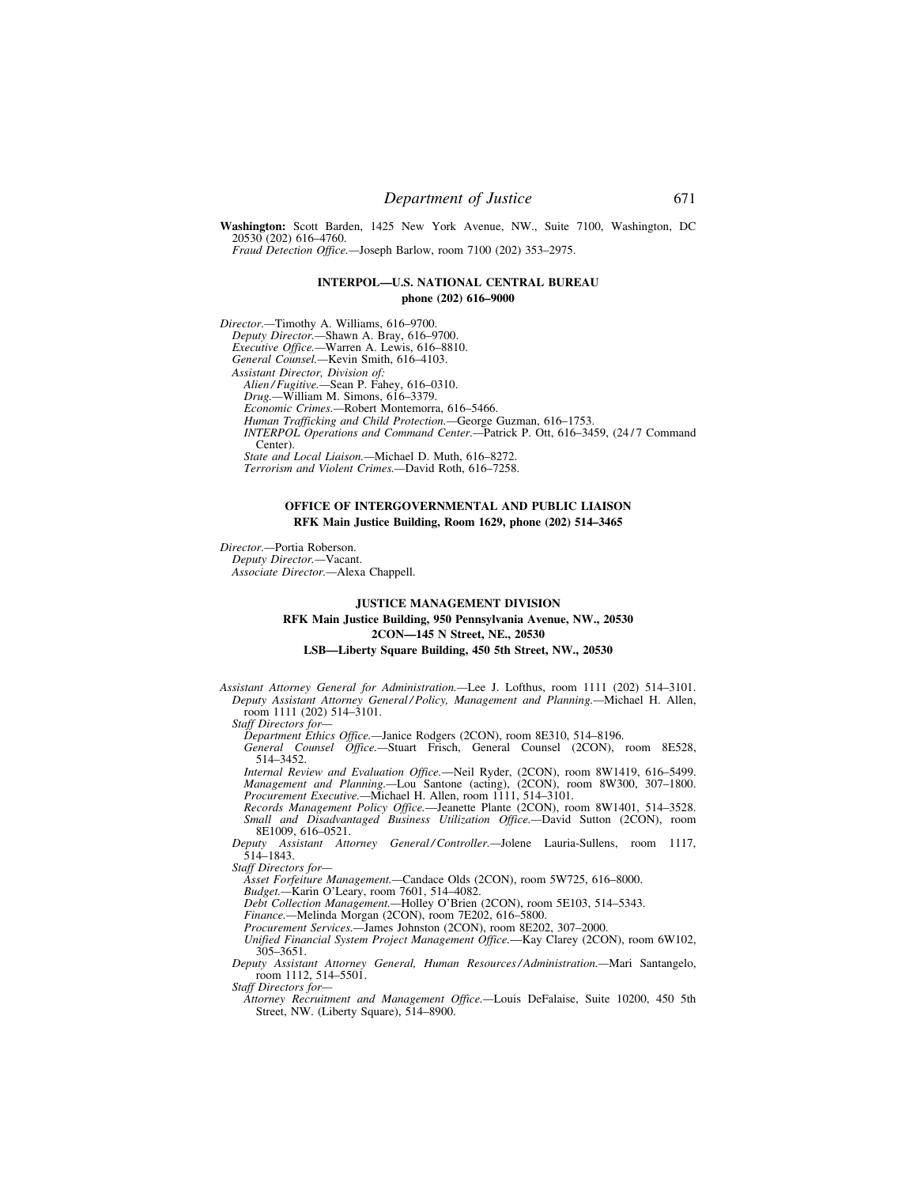**Washington:** Scott Barden, 1425 New York Avenue, NW., Suite 7100, Washington, DC 20530 (202) 616–4760.

*Fraud Detection Office.*—Joseph Barlow, room 7100 (202) 353–2975.

## INTERPOL—U.S. NATIONAL CENTRAL BUREAU

**phone (202) 616–9000**

*Director.*—Timothy A. Williams, 616–9700.

*Deputy Director.*—Shawn A. Bray, 616–9700.

*Executive Office.*—Warren A. Lewis, 616–8810.

*General Counsel.*—Kevin Smith, 616–4103.

*Assistant Director, Division of:*

*Alien/Fugitive.*—Sean P. Fahey, 616–0310.

*Drug.*—William M. Simons, 616–3379.

*Economic Crimes.*—Robert Montemorra, 616–5466.

*Human Trafficking and Child Protection.*—George Guzman, 616–1753.

*INTERPOL Operations and Command Center.*—Patrick P. Ott, 616–3459, (24/7 Command Center).

*State and Local Liaison.*—Michael D. Muth, 616–8272.

*Terrorism and Violent Crimes.*—David Roth, 616–7258.

## OFFICE OF INTERGOVERNMENTAL AND PUBLIC LIAISON

**RFK Main Justice Building, Room 1629, phone (202) 514–3465**

*Director.*—Portia Roberson.

*Deputy Director.*—Vacant.

*Associate Director.*—Alexa Chappell.

## JUSTICE MANAGEMENT DIVISION

**RFK Main Justice Building, 950 Pennsylvania Avenue, NW., 20530**

**2CON—145 N Street, NE., 20530**

**LSB—Liberty Square Building, 450 5th Street, NW., 20530**

*Assistant Attorney General for Administration.*—Lee J. Lofthus, room 1111 (202) 514–3101.

*Deputy Assistant Attorney General/Policy, Management and Planning.*—Michael H. Allen, room 1111 (202) 514–3101.

*Staff Directors for—*

*Department Ethics Office.*—Janice Rodgers (2CON), room 8E310, 514–8196.

*General Counsel Office.*—Stuart Frisch, General Counsel (2CON), room 8E528, 514–3452.

*Internal Review and Evaluation Office.*—Neil Ryder, (2CON), room 8W1419, 616–5499.

*Management and Planning.*—Lou Santone (acting), (2CON), room 8W300, 307–1800.

*Procurement Executive.*—Michael H. Allen, room 1111, 514–3101.

*Records Management Policy Office.*—Jeanette Plante (2CON), room 8W1401, 514–3528.

*Small and Disadvantaged Business Utilization Office.*—David Sutton (2CON), room 8E1009, 616–0521.

*Deputy Assistant Attorney General/Controller.*—Jolene Lauria-Sullens, room 1117, 514–1843.

*Staff Directors for—*

*Asset Forfeiture Management.*—Candace Olds (2CON), room 5W725, 616–8000.

*Budget.*—Karin O'Leary, room 7601, 514–4082.

*Debt Collection Management.*—Holley O'Brien (2CON), room 5E103, 514–5343.

*Finance.*—Melinda Morgan (2CON), room 7E202, 616–5800.

*Procurement Services.*—James Johnston (2CON), room 8E202, 307–2000.

*Unified Financial System Project Management Office.*—Kay Clarey (2CON), room 6W102, 305–3651.

*Deputy Assistant Attorney General, Human Resources/Administration.*—Mari Santangelo, room 1112, 514–5501.

*Staff Directors for—*

*Attorney Recruitment and Management Office.*—Louis DeFalaise, Suite 10200, 450 5th Street, NW. (Liberty Square), 514–8900.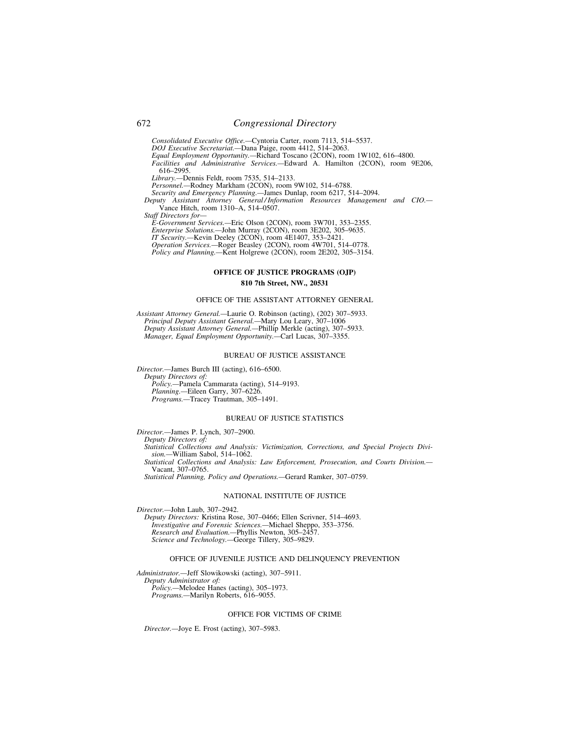*Consolidated Executive Office.*—Cyntoria Carter, room 7113, 514–5537.
*DOJ Executive Secretariat.*—Dana Paige, room 4412, 514–2063.
*Equal Employment Opportunity.*—Richard Toscano (2CON), room 1W102, 616–4800.
*Facilities and Administrative Services.*—Edward A. Hamilton (2CON), room 9E206, 616–2995.
*Library.*—Dennis Feldt, room 7535, 514–2133.
*Personnel.*—Rodney Markham (2CON), room 9W102, 514–6788.
*Security and Emergency Planning.*—James Dunlap, room 6217, 514–2094.

*Deputy Assistant Attorney General/Information Resources Management and CIO.*—Vance Hitch, room 1310–A, 514–0507.

*Staff Directors for—*
*E-Government Services.*—Eric Olson (2CON), room 3W701, 353–2355.
*Enterprise Solutions.*—John Murray (2CON), room 3E202, 305–9635.
*IT Security.*—Kevin Deeley (2CON), room 4E1407, 353–2421.
*Operation Services.*—Roger Beasley (2CON), room 4W701, 514–0778.
*Policy and Planning.*—Kent Holgrewe (2CON), room 2E202, 305–3154.

## OFFICE OF JUSTICE PROGRAMS (OJP)

**810 7th Street, NW., 20531**

### OFFICE OF THE ASSISTANT ATTORNEY GENERAL

*Assistant Attorney General.*—Laurie O. Robinson (acting), (202) 307–5933.
*Principal Deputy Assistant General.*—Mary Lou Leary, 307–1006
*Deputy Assistant Attorney General.*—Phillip Merkle (acting), 307–5933.
*Manager, Equal Employment Opportunity.*—Carl Lucas, 307–3355.

### BUREAU OF JUSTICE ASSISTANCE

*Director.*—James Burch III (acting), 616–6500.
*Deputy Directors of:*
*Policy.*—Pamela Cammarata (acting), 514–9193.
*Planning.*—Eileen Garry, 307–6226.
*Programs.*—Tracey Trautman, 305–1491.

### BUREAU OF JUSTICE STATISTICS

*Director.*—James P. Lynch, 307–2900.
*Deputy Directors of:*
*Statistical Collections and Analysis: Victimization, Corrections, and Special Projects Division.*—William Sabol, 514–1062.
*Statistical Collections and Analysis: Law Enforcement, Prosecution, and Courts Division.*—Vacant, 307–0765.
*Statistical Planning, Policy and Operations.*—Gerard Ramker, 307–0759.

### NATIONAL INSTITUTE OF JUSTICE

*Director.*—John Laub, 307–2942.
*Deputy Directors:* Kristina Rose, 307–0466; Ellen Scrivner, 514–4693.
*Investigative and Forensic Sciences.*—Michael Sheppo, 353–3756.
*Research and Evaluation.*—Phyllis Newton, 305–2457.
*Science and Technology.*—George Tillery, 305–9829.

### OFFICE OF JUVENILE JUSTICE AND DELINQUENCY PREVENTION

*Administrator.*—Jeff Slowikowski (acting), 307–5911.
*Deputy Administrator of:*
*Policy.*—Melodee Hanes (acting), 305–1973.
*Programs.*—Marilyn Roberts, 616–9055.

### OFFICE FOR VICTIMS OF CRIME

*Director.*—Joye E. Frost (acting), 307–5983.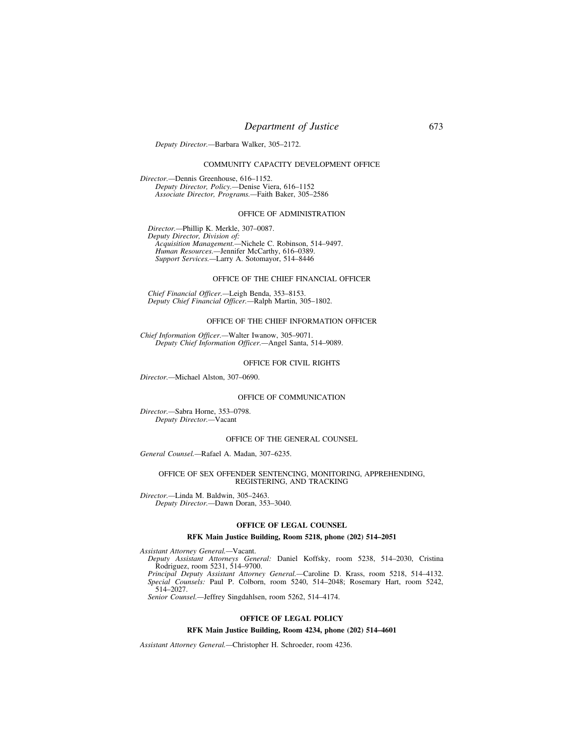*Deputy Director.*—Barbara Walker, 305–2172.

### COMMUNITY CAPACITY DEVELOPMENT OFFICE

*Director.*—Dennis Greenhouse, 616–1152.
*Deputy Director, Policy.*—Denise Viera, 616–1152
*Associate Director, Programs.*—Faith Baker, 305–2586

### OFFICE OF ADMINISTRATION

*Director.*—Phillip K. Merkle, 307–0087.
*Deputy Director, Division of:*
*Acquisition Management.*—Nichele C. Robinson, 514–9497.
*Human Resources.*—Jennifer McCarthy, 616–0389.
*Support Services.*—Larry A. Sotomayor, 514–8446

### OFFICE OF THE CHIEF FINANCIAL OFFICER

*Chief Financial Officer.*—Leigh Benda, 353–8153.
*Deputy Chief Financial Officer.*—Ralph Martin, 305–1802.

### OFFICE OF THE CHIEF INFORMATION OFFICER

*Chief Information Officer.*—Walter Iwanow, 305–9071.
*Deputy Chief Information Officer.*—Angel Santa, 514–9089.

### OFFICE FOR CIVIL RIGHTS

*Director.*—Michael Alston, 307–0690.

### OFFICE OF COMMUNICATION

*Director.*—Sabra Horne, 353–0798.
*Deputy Director.*—Vacant

### OFFICE OF THE GENERAL COUNSEL

*General Counsel.*—Rafael A. Madan, 307–6235.

### OFFICE OF SEX OFFENDER SENTENCING, MONITORING, APPREHENDING, REGISTERING, AND TRACKING

*Director.*—Linda M. Baldwin, 305–2463.
*Deputy Director.*—Dawn Doran, 353–3040.

## OFFICE OF LEGAL COUNSEL

**RFK Main Justice Building, Room 5218, phone (202) 514–2051**

*Assistant Attorney General.*—Vacant.
*Deputy Assistant Attorneys General:* Daniel Koffsky, room 5238, 514–2030, Cristina Rodriguez, room 5231, 514–9700.
*Principal Deputy Assistant Attorney General.*—Caroline D. Krass, room 5218, 514–4132.
*Special Counsels:* Paul P. Colborn, room 5240, 514–2048; Rosemary Hart, room 5242, 514–2027.
*Senior Counsel.*—Jeffrey Singdahlsen, room 5262, 514–4174.

## OFFICE OF LEGAL POLICY

**RFK Main Justice Building, Room 4234, phone (202) 514–4601**

*Assistant Attorney General.*—Christopher H. Schroeder, room 4236.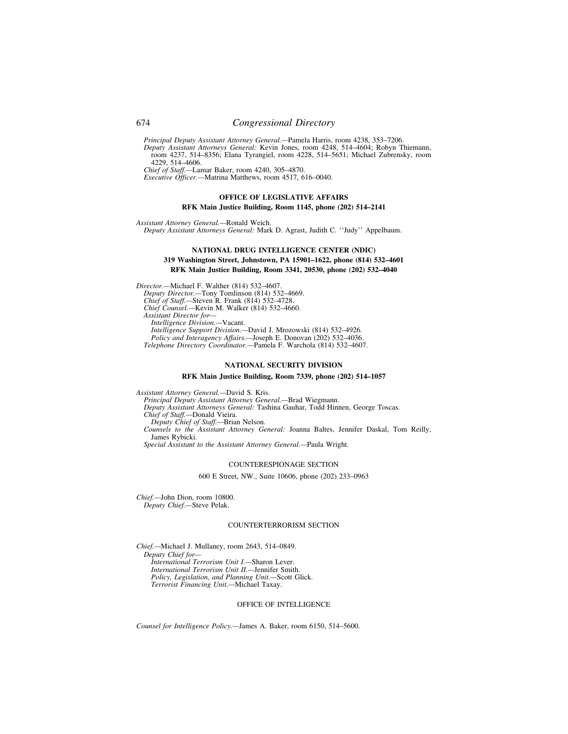*Principal Deputy Assistant Attorney General.*—Pamela Harris, room 4238, 353–7206.

*Deputy Assistant Attorneys General:* Kevin Jones, room 4248, 514–4604; Robyn Thiemann, room 4237, 514–8356; Elana Tyrangiel, room 4228, 514–5651; Michael Zubrensky, room 4229, 514–4606.

*Chief of Staff.*—Lamar Baker, room 4240, 305–4870.

*Executive Officer.*—Matrina Matthews, room 4517, 616–0040.

## OFFICE OF LEGISLATIVE AFFAIRS

**RFK Main Justice Building, Room 1145, phone (202) 514–2141**

*Assistant Attorney General.*—Ronald Weich.

*Deputy Assistant Attorneys General:* Mark D. Agrast, Judith C. ''Judy'' Appelbaum.

## NATIONAL DRUG INTELLIGENCE CENTER (NDIC)

**319 Washington Street, Johnstown, PA 15901–1622, phone (814) 532–4601**

**RFK Main Justice Building, Room 3341, 20530, phone (202) 532–4040**

*Director.*—Michael F. Walther (814) 532–4607.

*Deputy Director.*—Tony Tomlinson (814) 532–4669.

*Chief of Staff.*—Steven R. Frank (814) 532–4728.

*Chief Counsel.*—Kevin M. Walker (814) 532–4660.

*Assistant Director for—*

*Intelligence Division.*—Vacant.

*Intelligence Support Division.*—David J. Mrozowski (814) 532–4926.

*Policy and Interagency Affairs.*—Joseph E. Donovan (202) 532–4036.

*Telephone Directory Coordinator.*—Pamela F. Warchola (814) 532–4607.

## NATIONAL SECURITY DIVISION

**RFK Main Justice Building, Room 7339, phone (202) 514–1057**

*Assistant Attorney General.*—David S. Kris.

*Principal Deputy Assistant Attorney General.*—Brad Wiegmann.

*Deputy Assistant Attorneys General:* Tashina Gauhar, Todd Hinnen, George Toscas.

*Chief of Staff.*—Donald Vieira.

*Deputy Chief of Staff.*—Brian Nelson.

*Counsels to the Assistant Attorney General:* Joanna Baltes, Jennifer Daskal, Tom Reilly, James Rybicki.

*Special Assistant to the Assistant Attorney General.*—Paula Wright.

### COUNTERESPIONAGE SECTION

600 E Street, NW., Suite 10606, phone (202) 233–0963

*Chief.*—John Dion, room 10800.

*Deputy Chief.*—Steve Pelak.

### COUNTERTERRORISM SECTION

*Chief.*—Michael J. Mullaney, room 2643, 514–0849.

*Deputy Chief for—*

*International Terrorism Unit I.*—Sharon Lever.

*International Terrorism Unit II.*—Jennifer Smith.

*Policy, Legislation, and Planning Unit.*—Scott Glick.

*Terrorist Financing Unit.*—Michael Taxay.

### OFFICE OF INTELLIGENCE

*Counsel for Intelligence Policy.*—James A. Baker, room 6150, 514–5600.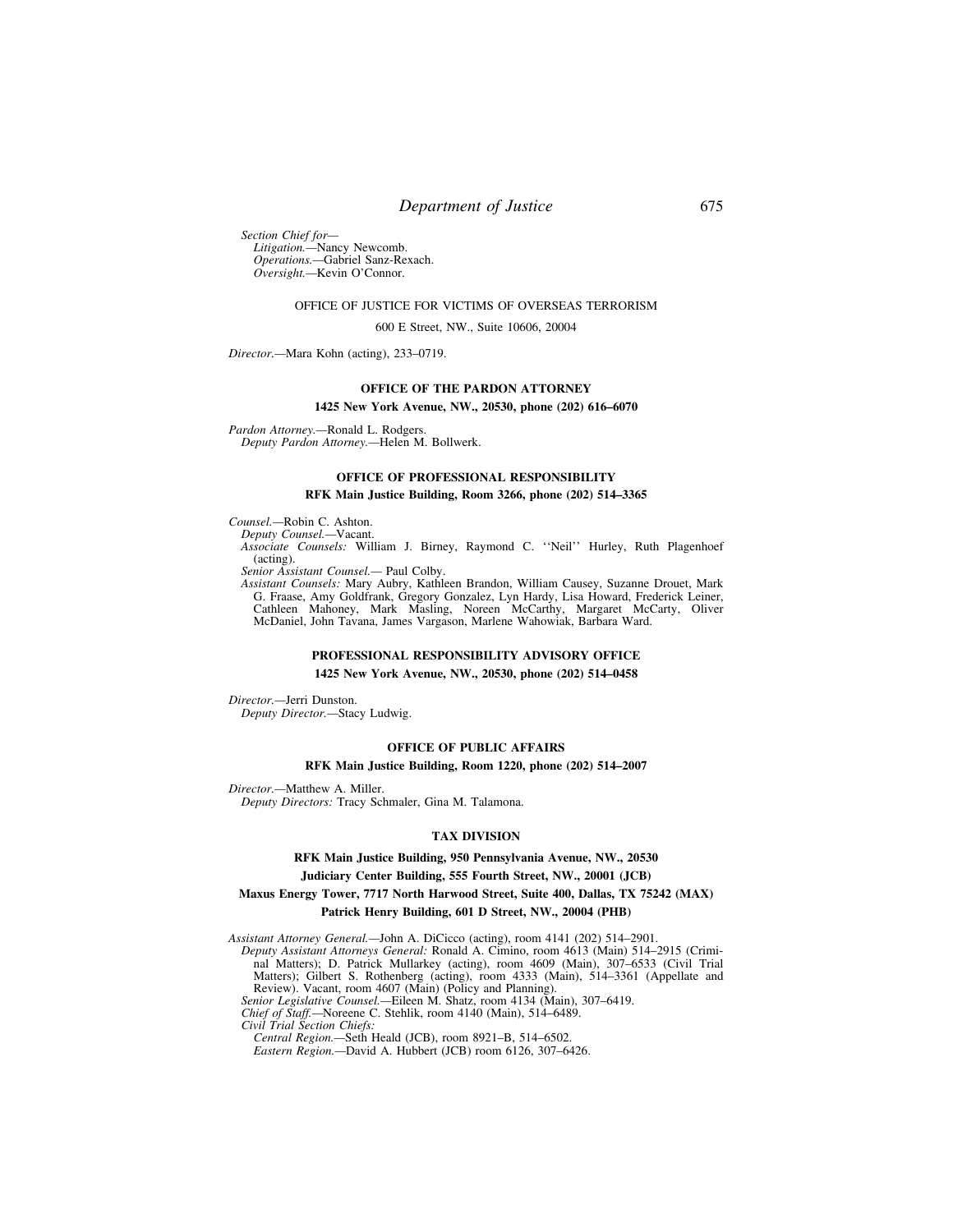*Section Chief for—*

*Litigation.*—Nancy Newcomb.
*Operations.*—Gabriel Sanz-Rexach.
*Oversight.*—Kevin O'Connor.

## OFFICE OF JUSTICE FOR VICTIMS OF OVERSEAS TERRORISM

600 E Street, NW., Suite 10606, 20004

*Director.*—Mara Kohn (acting), 233–0719.

## OFFICE OF THE PARDON ATTORNEY

**1425 New York Avenue, NW., 20530, phone (202) 616–6070**

*Pardon Attorney.*—Ronald L. Rodgers.
*Deputy Pardon Attorney.*—Helen M. Bollwerk.

## OFFICE OF PROFESSIONAL RESPONSIBILITY

**RFK Main Justice Building, Room 3266, phone (202) 514–3365**

*Counsel.*—Robin C. Ashton.
*Deputy Counsel.*—Vacant.
*Associate Counsels:* William J. Birney, Raymond C. ''Neil'' Hurley, Ruth Plagenhoef (acting).
*Senior Assistant Counsel.*— Paul Colby.
*Assistant Counsels:* Mary Aubry, Kathleen Brandon, William Causey, Suzanne Drouet, Mark G. Fraase, Amy Goldfrank, Gregory Gonzalez, Lyn Hardy, Lisa Howard, Frederick Leiner, Cathleen Mahoney, Mark Masling, Noreen McCarthy, Margaret McCarty, Oliver McDaniel, John Tavana, James Vargason, Marlene Wahowiak, Barbara Ward.

## PROFESSIONAL RESPONSIBILITY ADVISORY OFFICE

**1425 New York Avenue, NW., 20530, phone (202) 514–0458**

*Director.*—Jerri Dunston.
*Deputy Director.*—Stacy Ludwig.

## OFFICE OF PUBLIC AFFAIRS

**RFK Main Justice Building, Room 1220, phone (202) 514–2007**

*Director.*—Matthew A. Miller.
*Deputy Directors:* Tracy Schmaler, Gina M. Talamona.

## TAX DIVISION

**RFK Main Justice Building, 950 Pennsylvania Avenue, NW., 20530**

**Judiciary Center Building, 555 Fourth Street, NW., 20001 (JCB)**

**Maxus Energy Tower, 7717 North Harwood Street, Suite 400, Dallas, TX 75242 (MAX)**

**Patrick Henry Building, 601 D Street, NW., 20004 (PHB)**

*Assistant Attorney General.*—John A. DiCicco (acting), room 4141 (202) 514–2901.
*Deputy Assistant Attorneys General:* Ronald A. Cimino, room 4613 (Main) 514–2915 (Criminal Matters); D. Patrick Mullarkey (acting), room 4609 (Main), 307–6533 (Civil Trial Matters); Gilbert S. Rothenberg (acting), room 4333 (Main), 514–3361 (Appellate and Review). Vacant, room 4607 (Main) (Policy and Planning).
*Senior Legislative Counsel.*—Eileen M. Shatz, room 4134 (Main), 307–6419.
*Chief of Staff.*—Noreene C. Stehlik, room 4140 (Main), 514–6489.
*Civil Trial Section Chiefs:*
*Central Region.*—Seth Heald (JCB), room 8921–B, 514–6502.
*Eastern Region.*—David A. Hubbert (JCB) room 6126, 307–6426.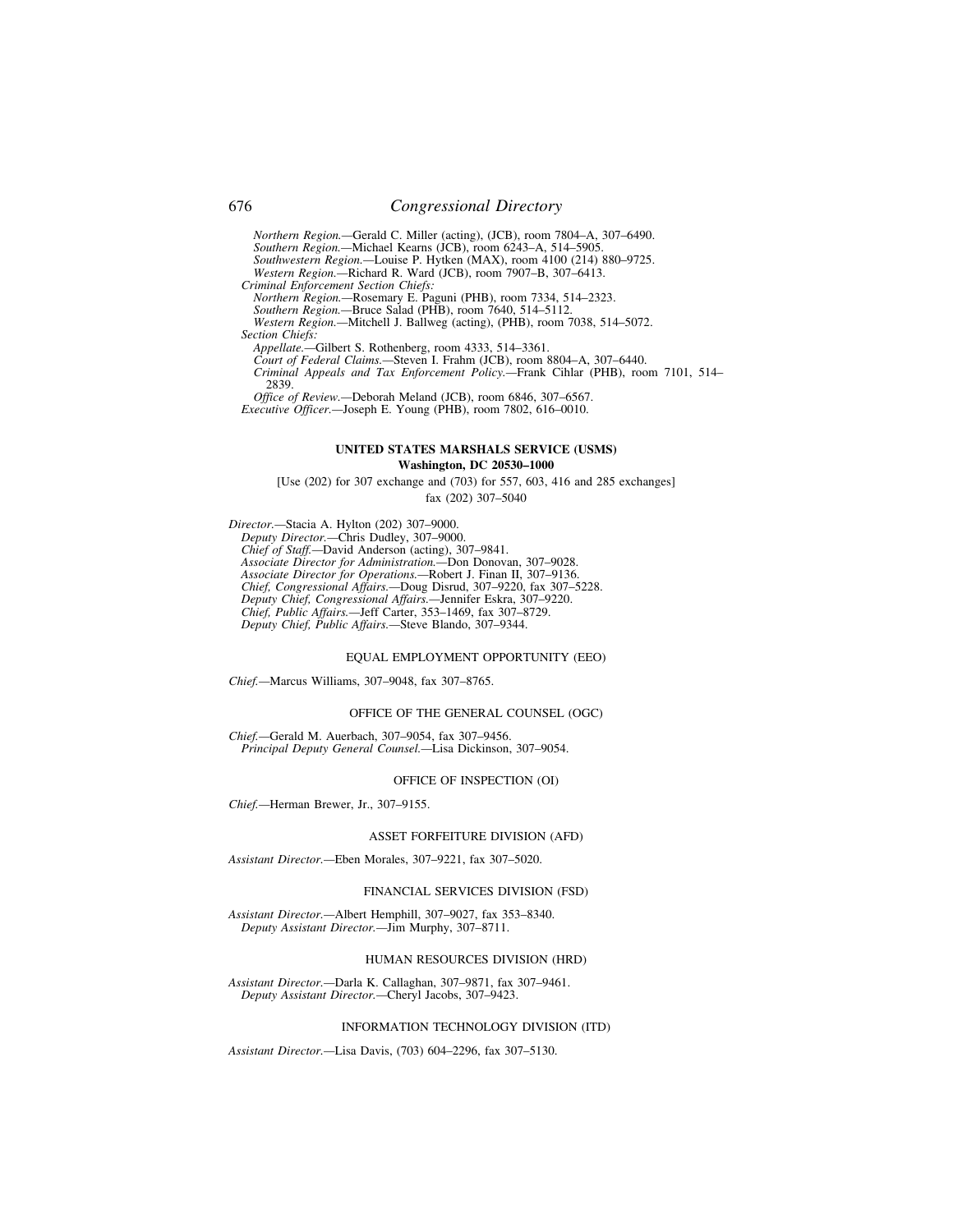*Northern Region.*—Gerald C. Miller (acting), (JCB), room 7804–A, 307–6490.
*Southern Region.*—Michael Kearns (JCB), room 6243–A, 514–5905.
*Southwestern Region.*—Louise P. Hytken (MAX), room 4100 (214) 880–9725.
*Western Region.*—Richard R. Ward (JCB), room 7907–B, 307–6413.

*Criminal Enforcement Section Chiefs:*

*Northern Region.*—Rosemary E. Paguni (PHB), room 7334, 514–2323.
*Southern Region.*—Bruce Salad (PHB), room 7640, 514–5112.
*Western Region.*—Mitchell J. Ballweg (acting), (PHB), room 7038, 514–5072.

*Section Chiefs:*

*Appellate.*—Gilbert S. Rothenberg, room 4333, 514–3361.
*Court of Federal Claims.*—Steven I. Frahm (JCB), room 8804–A, 307–6440.
*Criminal Appeals and Tax Enforcement Policy.*—Frank Cihlar (PHB), room 7101, 514–2839.
*Office of Review.*—Deborah Meland (JCB), room 6846, 307–6567.

*Executive Officer.*—Joseph E. Young (PHB), room 7802, 616–0010.

## UNITED STATES MARSHALS SERVICE (USMS)

**Washington, DC 20530–1000**

[Use (202) for 307 exchange and (703) for 557, 603, 416 and 285 exchanges]

fax (202) 307–5040

*Director.*—Stacia A. Hylton (202) 307–9000.
*Deputy Director.*—Chris Dudley, 307–9000.
*Chief of Staff.*—David Anderson (acting), 307–9841.
*Associate Director for Administration.*—Don Donovan, 307–9028.
*Associate Director for Operations.*—Robert J. Finan II, 307–9136.
*Chief, Congressional Affairs.*—Doug Disrud, 307–9220, fax 307–5228.
*Deputy Chief, Congressional Affairs.*—Jennifer Eskra, 307–9220.
*Chief, Public Affairs.*—Jeff Carter, 353–1469, fax 307–8729.
*Deputy Chief, Public Affairs.*—Steve Blando, 307–9344.

### EQUAL EMPLOYMENT OPPORTUNITY (EEO)

*Chief.*—Marcus Williams, 307–9048, fax 307–8765.

### OFFICE OF THE GENERAL COUNSEL (OGC)

*Chief.*—Gerald M. Auerbach, 307–9054, fax 307–9456.
*Principal Deputy General Counsel.*—Lisa Dickinson, 307–9054.

### OFFICE OF INSPECTION (OI)

*Chief.*—Herman Brewer, Jr., 307–9155.

### ASSET FORFEITURE DIVISION (AFD)

*Assistant Director.*—Eben Morales, 307–9221, fax 307–5020.

### FINANCIAL SERVICES DIVISION (FSD)

*Assistant Director.*—Albert Hemphill, 307–9027, fax 353–8340.
*Deputy Assistant Director.*—Jim Murphy, 307–8711.

### HUMAN RESOURCES DIVISION (HRD)

*Assistant Director.*—Darla K. Callaghan, 307–9871, fax 307–9461.
*Deputy Assistant Director.*—Cheryl Jacobs, 307–9423.

### INFORMATION TECHNOLOGY DIVISION (ITD)

*Assistant Director.*—Lisa Davis, (703) 604–2296, fax 307–5130.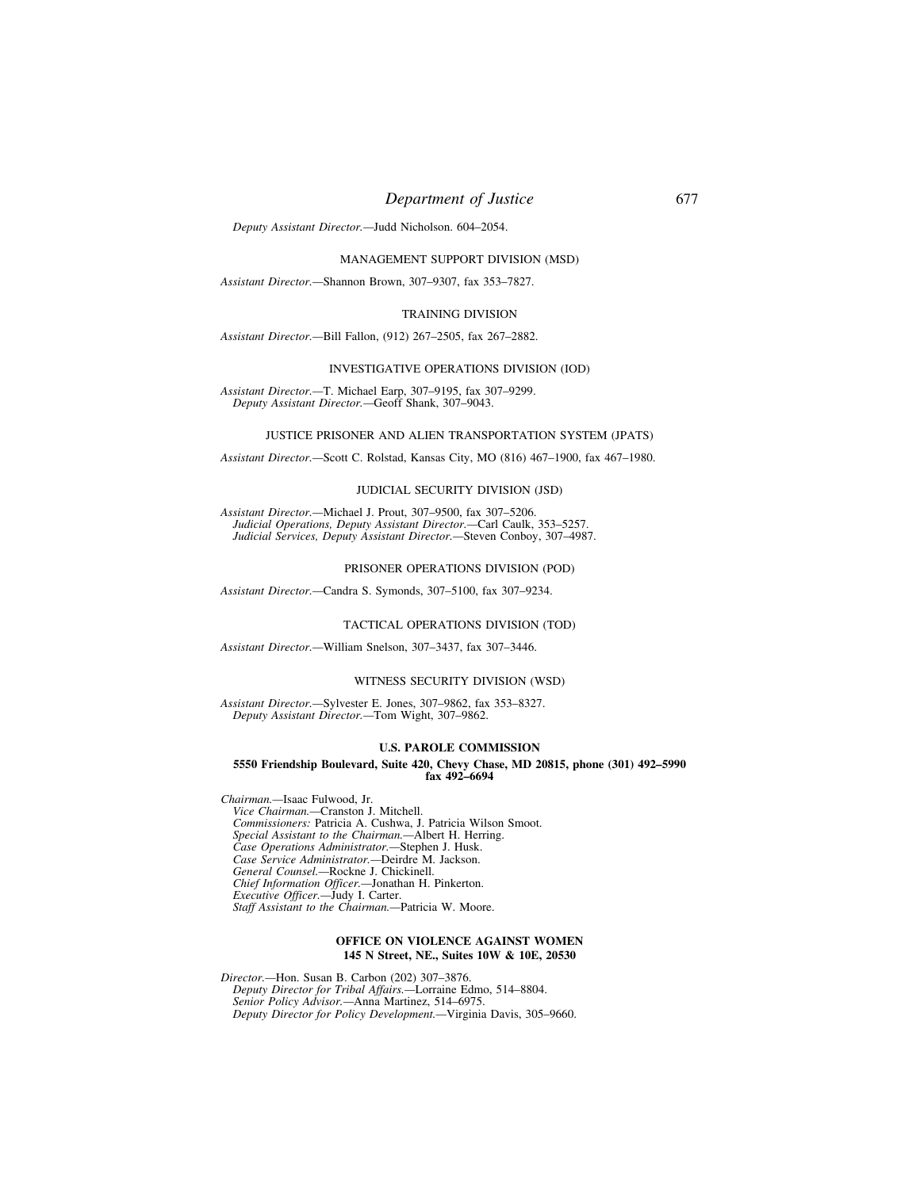*Deputy Assistant Director.*—Judd Nicholson. 604–2054.

MANAGEMENT SUPPORT DIVISION (MSD)

*Assistant Director.*—Shannon Brown, 307–9307, fax 353–7827.

TRAINING DIVISION

*Assistant Director.*—Bill Fallon, (912) 267–2505, fax 267–2882.

INVESTIGATIVE OPERATIONS DIVISION (IOD)

*Assistant Director.*—T. Michael Earp, 307–9195, fax 307–9299.
*Deputy Assistant Director.*—Geoff Shank, 307–9043.

JUSTICE PRISONER AND ALIEN TRANSPORTATION SYSTEM (JPATS)

*Assistant Director.*—Scott C. Rolstad, Kansas City, MO (816) 467–1900, fax 467–1980.

JUDICIAL SECURITY DIVISION (JSD)

*Assistant Director.*—Michael J. Prout, 307–9500, fax 307–5206.
*Judicial Operations, Deputy Assistant Director.*—Carl Caulk, 353–5257.
*Judicial Services, Deputy Assistant Director.*—Steven Conboy, 307–4987.

PRISONER OPERATIONS DIVISION (POD)

*Assistant Director.*—Candra S. Symonds, 307–5100, fax 307–9234.

TACTICAL OPERATIONS DIVISION (TOD)

*Assistant Director.*—William Snelson, 307–3437, fax 307–3446.

WITNESS SECURITY DIVISION (WSD)

*Assistant Director.*—Sylvester E. Jones, 307–9862, fax 353–8327.
*Deputy Assistant Director.*—Tom Wight, 307–9862.

## U.S. PAROLE COMMISSION

**5550 Friendship Boulevard, Suite 420, Chevy Chase, MD 20815, phone (301) 492–5990 fax 492–6694**

*Chairman.*—Isaac Fulwood, Jr.
*Vice Chairman.*—Cranston J. Mitchell.
*Commissioners:* Patricia A. Cushwa, J. Patricia Wilson Smoot.
*Special Assistant to the Chairman.*—Albert H. Herring.
*Case Operations Administrator.*—Stephen J. Husk.
*Case Service Administrator.*—Deirdre M. Jackson.
*General Counsel.*—Rockne J. Chickinell.
*Chief Information Officer.*—Jonathan H. Pinkerton.
*Executive Officer.*—Judy I. Carter.
*Staff Assistant to the Chairman.*—Patricia W. Moore.

## OFFICE ON VIOLENCE AGAINST WOMEN

**145 N Street, NE., Suites 10W & 10E, 20530**

*Director.*—Hon. Susan B. Carbon (202) 307–3876.
*Deputy Director for Tribal Affairs.*—Lorraine Edmo, 514–8804.
*Senior Policy Advisor.*—Anna Martinez, 514–6975.
*Deputy Director for Policy Development.*—Virginia Davis, 305–9660.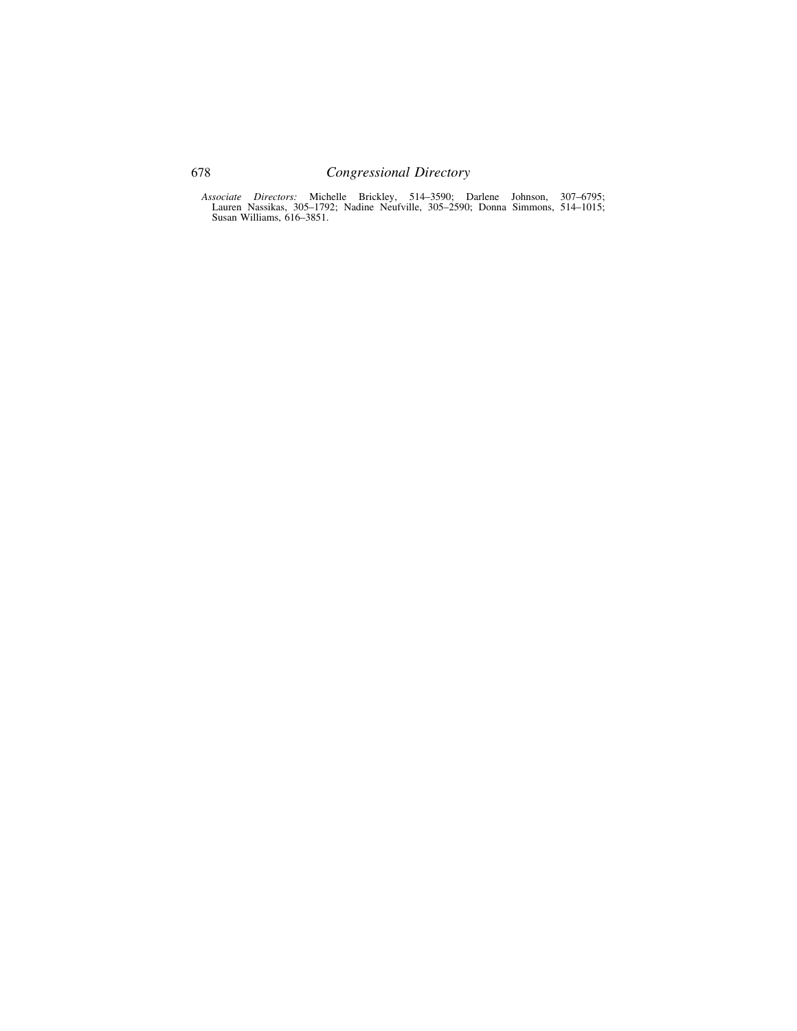*Associate Directors:* Michelle Brickley, 514–3590; Darlene Johnson, 307–6795; Lauren Nassikas, 305–1792; Nadine Neufville, 305–2590; Donna Simmons, 514–1015; Susan Williams, 616–3851.